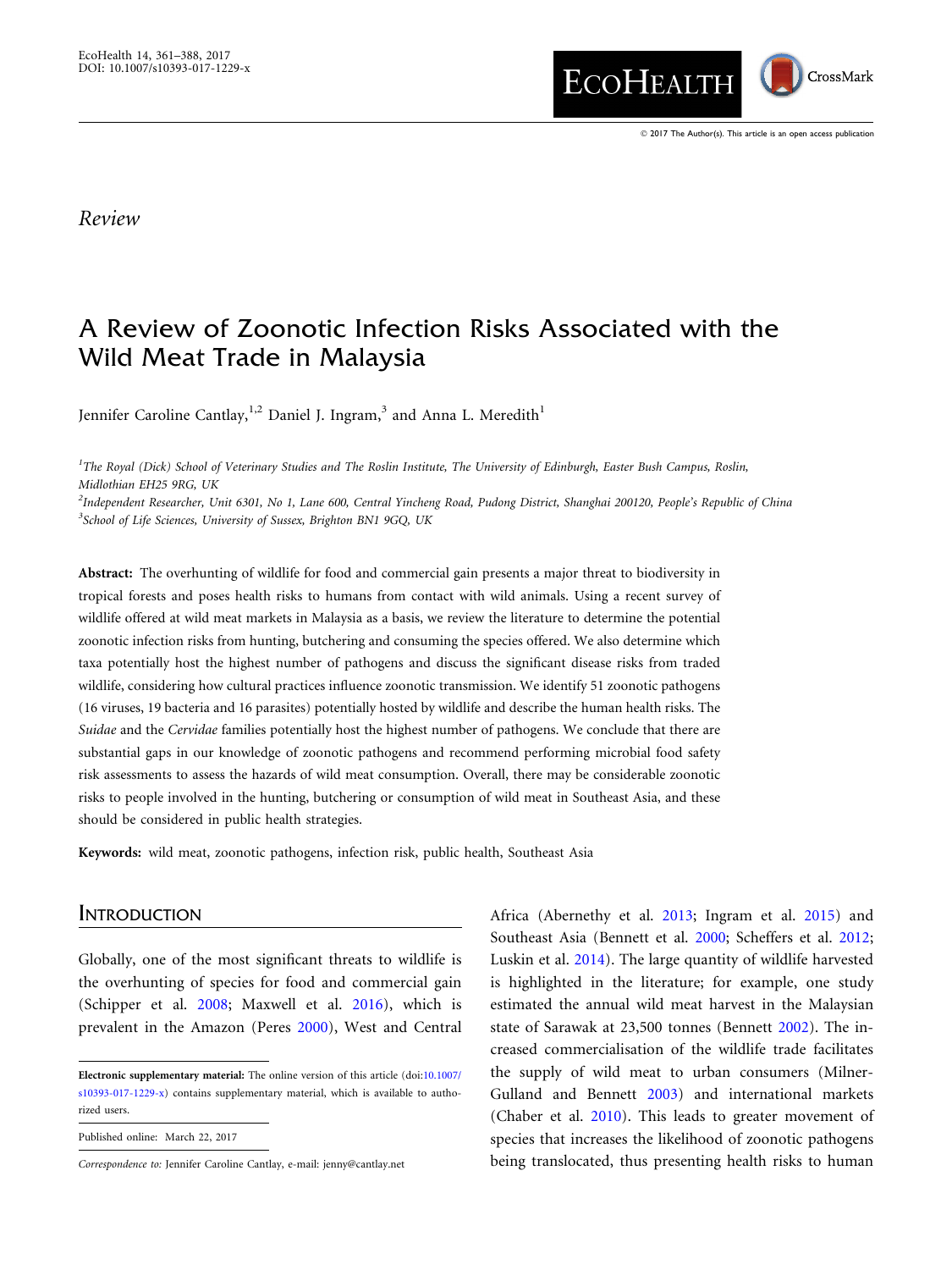Review

# A Review of Zoonotic Infection Risks Associated with the Wild Meat Trade in Malaysia

Jennifer Caroline Cantlay,[1,2] Daniel J. Ingram,[3] and Anna L. Meredith[1]

[1]*The Royal (Dick) School of Veterinary Studies and The Roslin Institute, The University of Edinburgh, Easter Bush Campus, Roslin, Midlothian EH25 9RG, UK*
[2]*Independent Researcher, Unit 6301, No 1, Lane 600, Central Yincheng Road, Pudong District, Shanghai 200120, People's Republic of China*
[3]*School of Life Sciences, University of Sussex, Brighton BN1 9GQ, UK*

**Abstract:** The overhunting of wildlife for food and commercial gain presents a major threat to biodiversity in tropical forests and poses health risks to humans from contact with wild animals. Using a recent survey of wildlife offered at wild meat markets in Malaysia as a basis, we review the literature to determine the potential zoonotic infection risks from hunting, butchering and consuming the species offered. We also determine which taxa potentially host the highest number of pathogens and discuss the significant disease risks from traded wildlife, considering how cultural practices influence zoonotic transmission. We identify 51 zoonotic pathogens (16 viruses, 19 bacteria and 16 parasites) potentially hosted by wildlife and describe the human health risks. The *Suidae* and the *Cervidae* families potentially host the highest number of pathogens. We conclude that there are substantial gaps in our knowledge of zoonotic pathogens and recommend performing microbial food safety risk assessments to assess the hazards of wild meat consumption. Overall, there may be considerable zoonotic risks to people involved in the hunting, butchering or consumption of wild meat in Southeast Asia, and these should be considered in public health strategies.

**Keywords:** wild meat, zoonotic pathogens, infection risk, public health, Southeast Asia

## Introduction

Globally, one of the most significant threats to wildlife is the overhunting of species for food and commercial gain (Schipper et al. 2008; Maxwell et al. 2016), which is prevalent in the Amazon (Peres 2000), West and Central Africa (Abernethy et al. 2013; Ingram et al. 2015) and Southeast Asia (Bennett et al. 2000; Scheffers et al. 2012; Luskin et al. 2014). The large quantity of wildlife harvested is highlighted in the literature; for example, one study estimated the annual wild meat harvest in the Malaysian state of Sarawak at 23,500 tonnes (Bennett 2002). The increased commercialisation of the wildlife trade facilitates the supply of wild meat to urban consumers (Milner-Gulland and Bennett 2003) and international markets (Chaber et al. 2010). This leads to greater movement of species that increases the likelihood of zoonotic pathogens being translocated, thus presenting health risks to human

**Electronic supplementary material:** The online version of this article (doi:10.1007/s10393-017-1229-x) contains supplementary material, which is available to authorized users.

Published online: March 22, 2017

*Correspondence to:* Jennifer Caroline Cantlay, e-mail: jenny@cantlay.net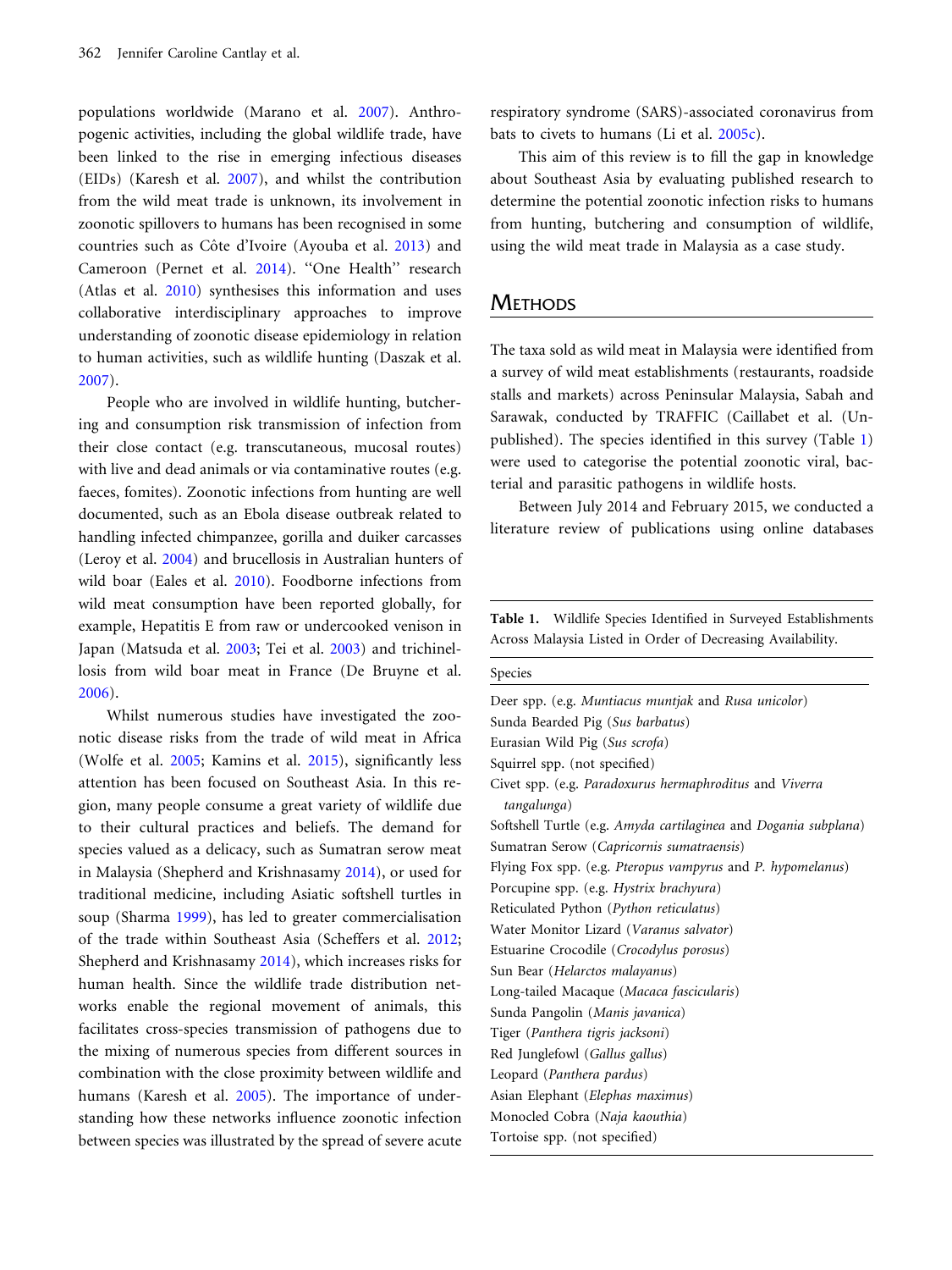populations worldwide (Marano et al. 2007). Anthropogenic activities, including the global wildlife trade, have been linked to the rise in emerging infectious diseases (EIDs) (Karesh et al. 2007), and whilst the contribution from the wild meat trade is unknown, its involvement in zoonotic spillovers to humans has been recognised in some countries such as Côte d'Ivoire (Ayouba et al. 2013) and Cameroon (Pernet et al. 2014). "One Health" research (Atlas et al. 2010) synthesises this information and uses collaborative interdisciplinary approaches to improve understanding of zoonotic disease epidemiology in relation to human activities, such as wildlife hunting (Daszak et al. 2007).

People who are involved in wildlife hunting, butchering and consumption risk transmission of infection from their close contact (e.g. transcutaneous, mucosal routes) with live and dead animals or via contaminative routes (e.g. faeces, fomites). Zoonotic infections from hunting are well documented, such as an Ebola disease outbreak related to handling infected chimpanzee, gorilla and duiker carcasses (Leroy et al. 2004) and brucellosis in Australian hunters of wild boar (Eales et al. 2010). Foodborne infections from wild meat consumption have been reported globally, for example, Hepatitis E from raw or undercooked venison in Japan (Matsuda et al. 2003; Tei et al. 2003) and trichinellosis from wild boar meat in France (De Bruyne et al. 2006).

Whilst numerous studies have investigated the zoonotic disease risks from the trade of wild meat in Africa (Wolfe et al. 2005; Kamins et al. 2015), significantly less attention has been focused on Southeast Asia. In this region, many people consume a great variety of wildlife due to their cultural practices and beliefs. The demand for species valued as a delicacy, such as Sumatran serow meat in Malaysia (Shepherd and Krishnasamy 2014), or used for traditional medicine, including Asiatic softshell turtles in soup (Sharma 1999), has led to greater commercialisation of the trade within Southeast Asia (Scheffers et al. 2012; Shepherd and Krishnasamy 2014), which increases risks for human health. Since the wildlife trade distribution networks enable the regional movement of animals, this facilitates cross-species transmission of pathogens due to the mixing of numerous species from different sources in combination with the close proximity between wildlife and humans (Karesh et al. 2005). The importance of understanding how these networks influence zoonotic infection between species was illustrated by the spread of severe acute respiratory syndrome (SARS)-associated coronavirus from bats to civets to humans (Li et al. 2005c).

This aim of this review is to fill the gap in knowledge about Southeast Asia by evaluating published research to determine the potential zoonotic infection risks to humans from hunting, butchering and consumption of wildlife, using the wild meat trade in Malaysia as a case study.

## Methods

The taxa sold as wild meat in Malaysia were identified from a survey of wild meat establishments (restaurants, roadside stalls and markets) across Peninsular Malaysia, Sabah and Sarawak, conducted by TRAFFIC (Caillabet et al. (Unpublished). The species identified in this survey (Table 1) were used to categorise the potential zoonotic viral, bacterial and parasitic pathogens in wildlife hosts.

Between July 2014 and February 2015, we conducted a literature review of publications using online databases

**Table 1.** Wildlife Species Identified in Surveyed Establishments Across Malaysia Listed in Order of Decreasing Availability.

| Species |
|---|
| Deer spp. (e.g. *Muntiacus muntjak* and *Rusa unicolor*) |
| Sunda Bearded Pig (*Sus barbatus*) |
| Eurasian Wild Pig (*Sus scrofa*) |
| Squirrel spp. (not specified) |
| Civet spp. (e.g. *Paradoxurus hermaphroditus* and *Viverra tangalunga*) |
| Softshell Turtle (e.g. *Amyda cartilaginea* and *Dogania subplana*) |
| Sumatran Serow (*Capricornis sumatraensis*) |
| Flying Fox spp. (e.g. *Pteropus vampyrus* and *P. hypomelanus*) |
| Porcupine spp. (e.g. *Hystrix brachyura*) |
| Reticulated Python (*Python reticulatus*) |
| Water Monitor Lizard (*Varanus salvator*) |
| Estuarine Crocodile (*Crocodylus porosus*) |
| Sun Bear (*Helarctos malayanus*) |
| Long-tailed Macaque (*Macaca fascicularis*) |
| Sunda Pangolin (*Manis javanica*) |
| Tiger (*Panthera tigris jacksoni*) |
| Red Junglefowl (*Gallus gallus*) |
| Leopard (*Panthera pardus*) |
| Asian Elephant (*Elephas maximus*) |
| Monocled Cobra (*Naja kaouthia*) |
| Tortoise spp. (not specified) |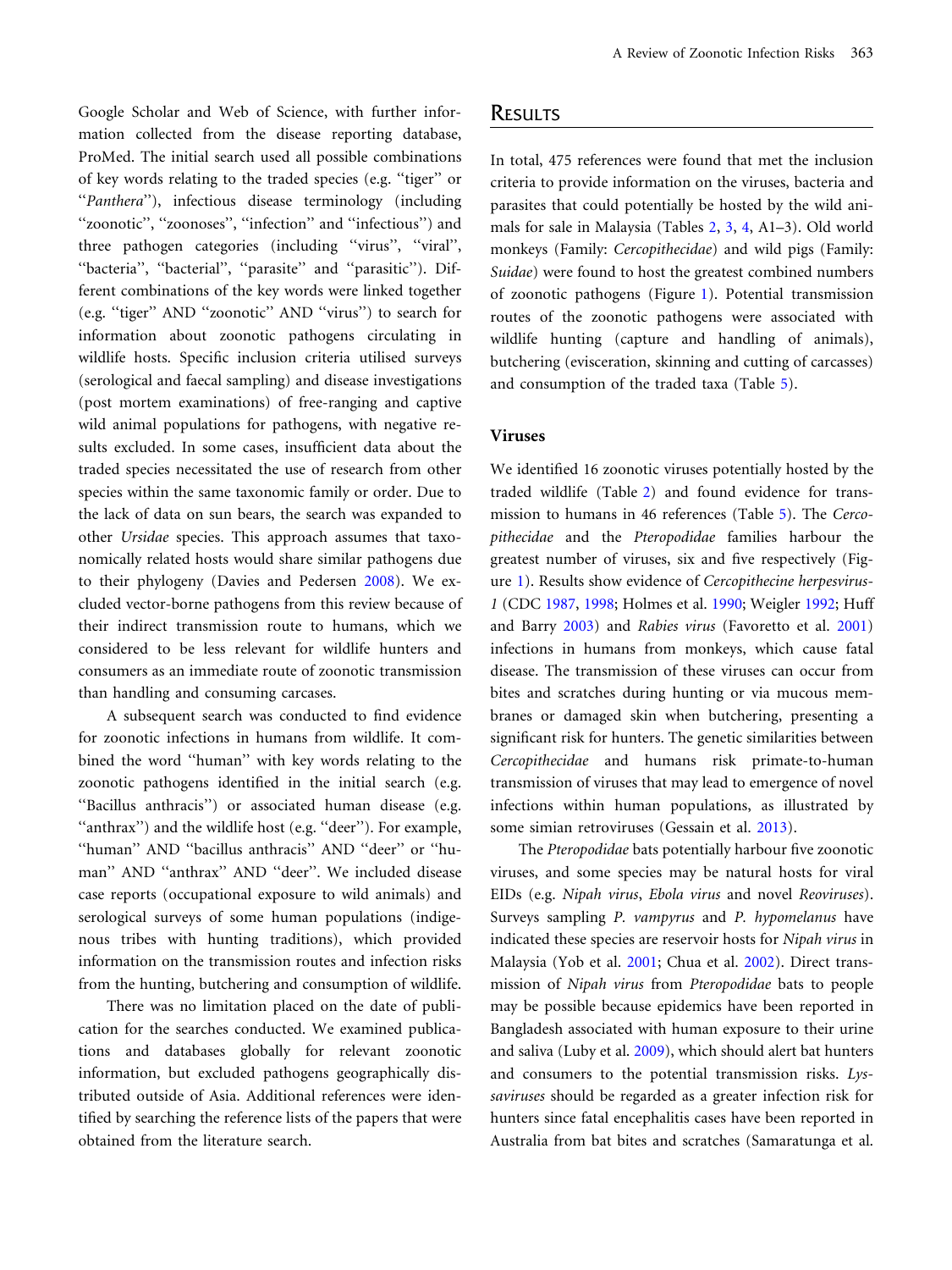Google Scholar and Web of Science, with further information collected from the disease reporting database, ProMed. The initial search used all possible combinations of key words relating to the traded species (e.g. ''tiger'' or ''*Panthera*''), infectious disease terminology (including ''zoonotic'', ''zoonoses'', ''infection'' and ''infectious'') and three pathogen categories (including ''virus'', ''viral'', ''bacteria'', ''bacterial'', ''parasite'' and ''parasitic''). Different combinations of the key words were linked together (e.g. ''tiger'' AND ''zoonotic'' AND ''virus'') to search for information about zoonotic pathogens circulating in wildlife hosts. Specific inclusion criteria utilised surveys (serological and faecal sampling) and disease investigations (post mortem examinations) of free-ranging and captive wild animal populations for pathogens, with negative results excluded. In some cases, insufficient data about the traded species necessitated the use of research from other species within the same taxonomic family or order. Due to the lack of data on sun bears, the search was expanded to other *Ursidae* species. This approach assumes that taxonomically related hosts would share similar pathogens due to their phylogeny (Davies and Pedersen 2008). We excluded vector-borne pathogens from this review because of their indirect transmission route to humans, which we considered to be less relevant for wildlife hunters and consumers as an immediate route of zoonotic transmission than handling and consuming carcasses.

A subsequent search was conducted to find evidence for zoonotic infections in humans from wildlife. It combined the word ''human'' with key words relating to the zoonotic pathogens identified in the initial search (e.g. ''Bacillus anthracis'') or associated human disease (e.g. ''anthrax'') and the wildlife host (e.g. ''deer''). For example, ''human'' AND ''bacillus anthracis'' AND ''deer'' or ''human'' AND ''anthrax'' AND ''deer''. We included disease case reports (occupational exposure to wild animals) and serological surveys of some human populations (indigenous tribes with hunting traditions), which provided information on the transmission routes and infection risks from the hunting, butchering and consumption of wildlife.

There was no limitation placed on the date of publication for the searches conducted. We examined publications and databases globally for relevant zoonotic information, but excluded pathogens geographically distributed outside of Asia. Additional references were identified by searching the reference lists of the papers that were obtained from the literature search.

## Results

In total, 475 references were found that met the inclusion criteria to provide information on the viruses, bacteria and parasites that could potentially be hosted by the wild animals for sale in Malaysia (Tables 2, 3, 4, A1–3). Old world monkeys (Family: *Cercopithecidae*) and wild pigs (Family: *Suidae*) were found to host the greatest combined numbers of zoonotic pathogens (Figure 1). Potential transmission routes of the zoonotic pathogens were associated with wildlife hunting (capture and handling of animals), butchering (evisceration, skinning and cutting of carcasses) and consumption of the traded taxa (Table 5).

### Viruses

We identified 16 zoonotic viruses potentially hosted by the traded wildlife (Table 2) and found evidence for transmission to humans in 46 references (Table 5). The *Cercopithecidae* and the *Pteropodidae* families harbour the greatest number of viruses, six and five respectively (Figure 1). Results show evidence of *Cercopithecine herpesvirus-1* (CDC 1987, 1998; Holmes et al. 1990; Weigler 1992; Huff and Barry 2003) and *Rabies virus* (Favoretto et al. 2001) infections in humans from monkeys, which cause fatal disease. The transmission of these viruses can occur from bites and scratches during hunting or via mucous membranes or damaged skin when butchering, presenting a significant risk for hunters. The genetic similarities between *Cercopithecidae* and humans risk primate-to-human transmission of viruses that may lead to emergence of novel infections within human populations, as illustrated by some simian retroviruses (Gessain et al. 2013).

The *Pteropodidae* bats potentially harbour five zoonotic viruses, and some species may be natural hosts for viral EIDs (e.g. *Nipah virus*, *Ebola virus* and novel *Reoviruses*). Surveys sampling *P. vampyrus* and *P. hypomelanus* have indicated these species are reservoir hosts for *Nipah virus* in Malaysia (Yob et al. 2001; Chua et al. 2002). Direct transmission of *Nipah virus* from *Pteropodidae* bats to people may be possible because epidemics have been reported in Bangladesh associated with human exposure to their urine and saliva (Luby et al. 2009), which should alert bat hunters and consumers to the potential transmission risks. *Lyssaviruses* should be regarded as a greater infection risk for hunters since fatal encephalitis cases have been reported in Australia from bat bites and scratches (Samaratunga et al.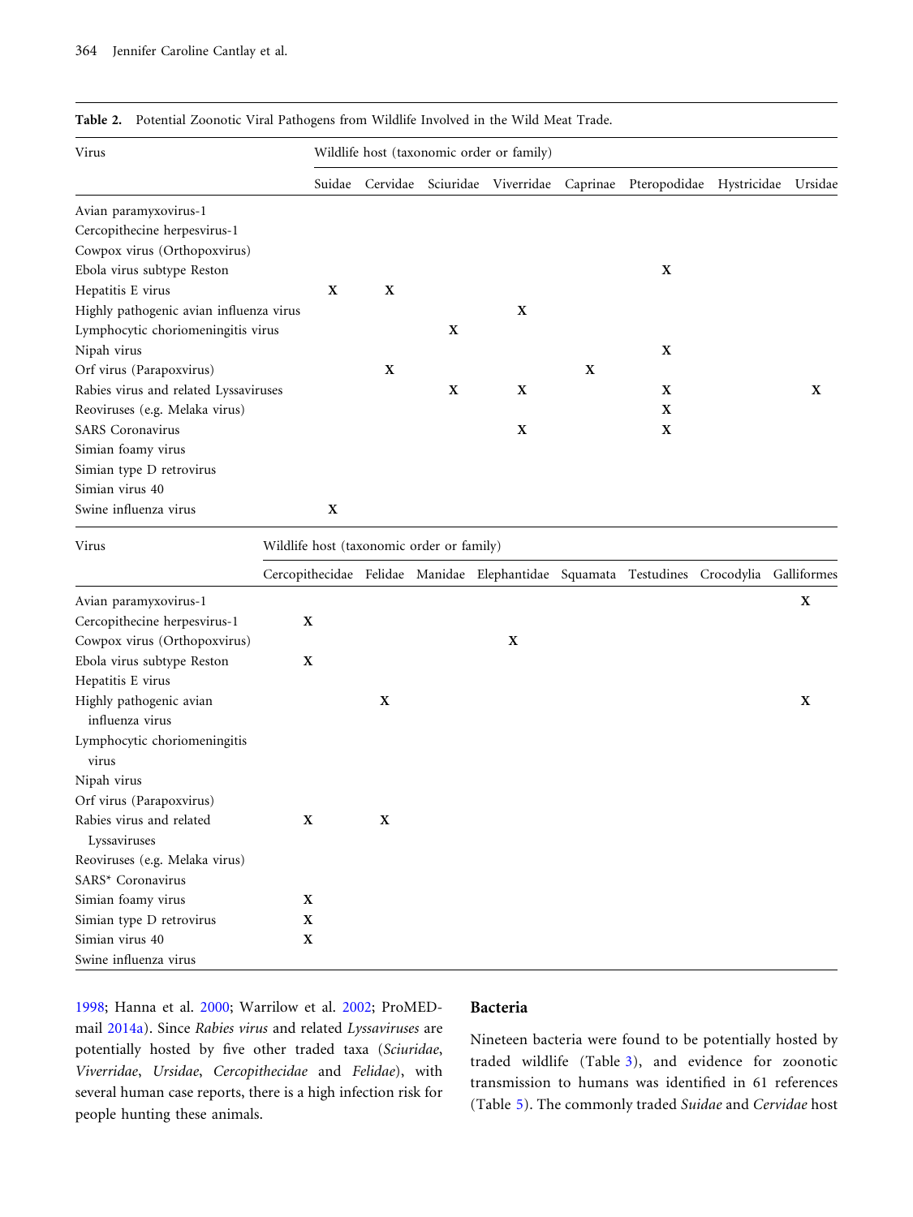**Table 2.** Potential Zoonotic Viral Pathogens from Wildlife Involved in the Wild Meat Trade.

| Virus | Wildlife host (taxonomic order or family) | | | | | | | |
|---|---|---|---|---|---|---|---|---|
| | Suidae | Cervidae | Sciuridae | Viverridae | Caprinae | Pteropodidae | Hystricidae | Ursidae |
| Avian paramyxovirus-1 | | | | | | | | |
| Cercopithecine herpesvirus-1 | | | | | | | | |
| Cowpox virus (Orthopoxvirus) | | | | | | | | |
| Ebola virus subtype Reston | | | | | | X | | |
| Hepatitis E virus | X | X | | | | | | |
| Highly pathogenic avian influenza virus | | | | X | | | | |
| Lymphocytic choriomeningitis virus | | | X | | | | | |
| Nipah virus | | | | | | X | | |
| Orf virus (Parapoxvirus) | | X | | | X | | | |
| Rabies virus and related Lyssaviruses | | | X | X | | X | | X |
| Reoviruses (e.g. Melaka virus) | | | | | | X | | |
| SARS Coronavirus | | | | X | | X | | |
| Simian foamy virus | | | | | | | | |
| Simian type D retrovirus | | | | | | | | |
| Simian virus 40 | | | | | | | | |
| Swine influenza virus | X | | | | | | | |

| Virus | Wildlife host (taxonomic order or family) | | | | | | | |
|---|---|---|---|---|---|---|---|---|
| | Cercopithecidae | Felidae | Manidae | Elephantidae | Squamata | Testudines | Crocodylia | Galliformes |
| Avian paramyxovirus-1 | | | | | | | | X |
| Cercopithecine herpesvirus-1 | X | | | | | | | |
| Cowpox virus (Orthopoxvirus) | | | | X | | | | |
| Ebola virus subtype Reston | X | | | | | | | |
| Hepatitis E virus | | | | | | | | |
| Highly pathogenic avian influenza virus | | X | | | | | | X |
| Lymphocytic choriomeningitis virus | | | | | | | | |
| Nipah virus | | | | | | | | |
| Orf virus (Parapoxvirus) | | | | | | | | |
| Rabies virus and related Lyssaviruses | X | X | | | | | | |
| Reoviruses (e.g. Melaka virus) | | | | | | | | |
| SARS* Coronavirus | | | | | | | | |
| Simian foamy virus | X | | | | | | | |
| Simian type D retrovirus | X | | | | | | | |
| Simian virus 40 | X | | | | | | | |
| Swine influenza virus | | | | | | | | |

1998; Hanna et al. 2000; Warrilow et al. 2002; ProMED-mail 2014a). Since *Rabies virus* and related *Lyssaviruses* are potentially hosted by five other traded taxa (*Sciuridae*, *Viverridae*, *Ursidae*, *Cercopithecidae* and *Felidae*), with several human case reports, there is a high infection risk for people hunting these animals.

## Bacteria

Nineteen bacteria were found to be potentially hosted by traded wildlife (Table 3), and evidence for zoonotic transmission to humans was identified in 61 references (Table 5). The commonly traded *Suidae* and *Cervidae* host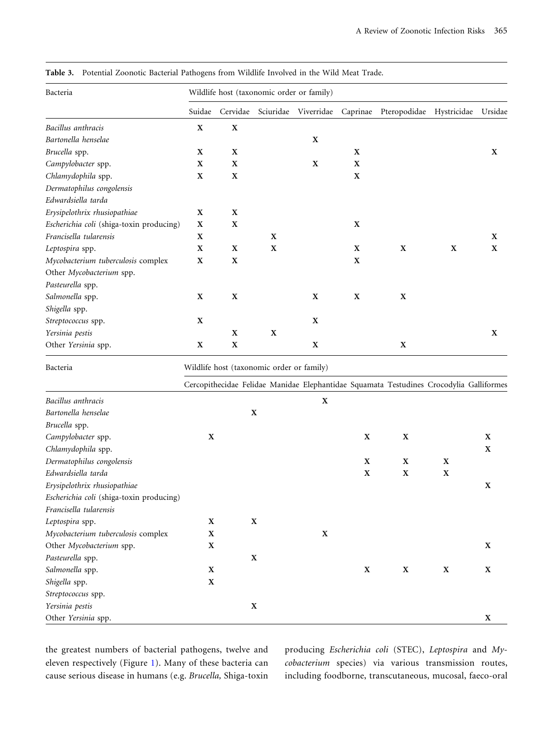**Table 3.** Potential Zoonotic Bacterial Pathogens from Wildlife Involved in the Wild Meat Trade.

| Bacteria | Wildlife host (taxonomic order or family) | | | | | | | | | | | | | | | |
|---|---|---|---|---|---|---|---|---|---|---|---|---|---|---|---|---|
| | Suidae | Cervidae | Sciuridae | Viverridae | Caprinae | Pteropodidae | Hystricidae | Ursidae | Cercopithecidae | Felidae | Manidae | Elephantidae | Squamata | Testudines | Crocodylia | Galliformes |
| *Bacillus anthracis* | X | X | | | | | | | | | | X | | | | |
| *Bartonella henselae* | | | | X | | | | | | X | | | | | | |
| *Brucella* spp. | X | X | | | X | | | X | | | | | | | | |
| *Campylobacter* spp. | X | X | | X | X | | | | X | | | | X | X | | X |
| *Chlamydophila* spp. | X | X | | | X | | | | | | | | | | | X |
| *Dermatophilus congolensis* | | | | | | | | | | | | | X | X | X | |
| *Edwardsiella tarda* | | | | | | | | | | | | | X | X | X | |
| *Erysipelothrix rhusiopathiae* | X | X | | | | | | | | | | | | | | X |
| *Escherichia coli* (shiga-toxin producing) | X | X | | | X | | | | | | | | | | | |
| *Francisella tularensis* | X | | X | | | | | X | | | | | | | | |
| *Leptospira* spp. | X | X | X | | X | X | X | X | X | X | | | | | | |
| *Mycobacterium tuberculosis* complex | X | X | | | X | | | | X | | | X | | | | |
| Other *Mycobacterium* spp. | | | | | | | | | X | | | | | | | X |
| *Pasteurella* spp. | | | | | | | | | | X | | | | | | |
| *Salmonella* spp. | X | X | | X | X | X | | | X | | | | X | X | X | X |
| *Shigella* spp. | | | | | | | | | X | | | | | | | |
| *Streptococcus* spp. | X | | | X | | | | | | | | | | | | |
| *Yersinia pestis* | | X | X | | | | | X | | X | | | | | | |
| Other *Yersinia* spp. | X | X | | X | | X | | | | | | | | | | X |

the greatest numbers of bacterial pathogens, twelve and eleven respectively (Figure 1). Many of these bacteria can cause serious disease in humans (e.g. *Brucella,* Shiga-toxin producing *Escherichia coli* (STEC), *Leptospira* and *Mycobacterium* species) via various transmission routes, including foodborne, transcutaneous, mucosal, faeco-oral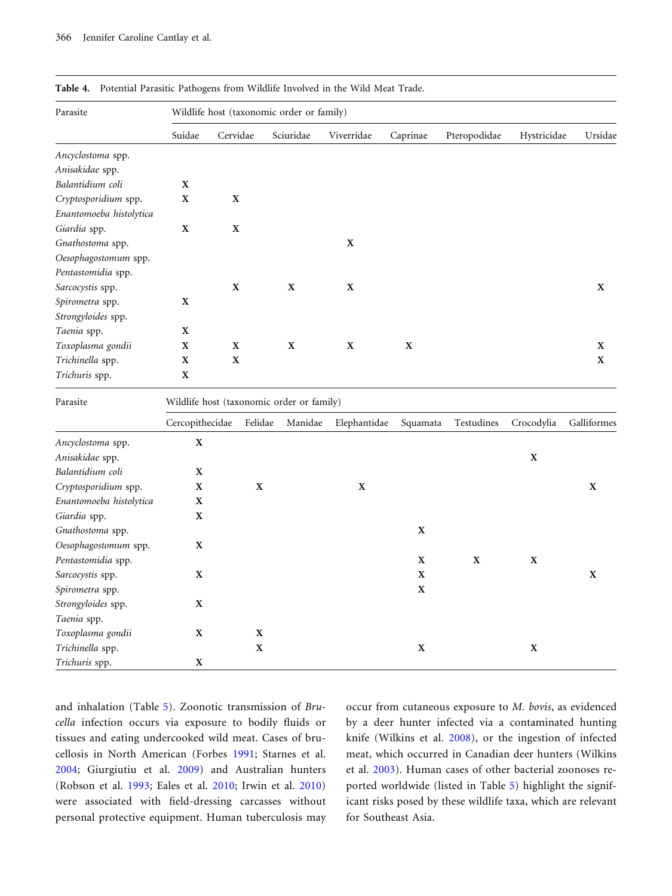**Table 4.** Potential Parasitic Pathogens from Wildlife Involved in the Wild Meat Trade.

| Parasite | Wildlife host (taxonomic order or family) | | | | | | | |
|---|---|---|---|---|---|---|---|---|
| | Suidae | Cervidae | Sciuridae | Viverridae | Caprinae | Pteropodidae | Hystricidae | Ursidae |
| *Ancyclostoma* spp. | | | | | | | | |
| *Anisakidae* spp. | | | | | | | | |
| *Balantidium coli* | X | | | | | | | |
| *Cryptosporidium* spp. | X | X | | | | | | |
| *Enantomoeba histolytica* | | | | | | | | |
| *Giardia* spp. | X | X | | | | | | |
| *Gnathostoma* spp. | | | | X | | | | |
| *Oesophagostomum* spp. | | | | | | | | |
| *Pentastomidia* spp. | | | | | | | | |
| *Sarcocystis* spp. | | X | X | X | | | | X |
| *Spirometra* spp. | X | | | | | | | |
| *Strongyloides* spp. | | | | | | | | |
| *Taenia* spp. | X | | | | | | | |
| *Toxoplasma gondii* | X | X | X | X | X | | | X |
| *Trichinella* spp. | X | X | | | | | | X |
| *Trichuris* spp. | X | | | | | | | |

| Parasite | Wildlife host (taxonomic order or family) | | | | | | | |
|---|---|---|---|---|---|---|---|---|
| | Cercopithecidae | Felidae | Manidae | Elephantidae | Squamata | Testudines | Crocodylia | Galliformes |
| *Ancyclostoma* spp. | X | | | | | | | |
| *Anisakidae* spp. | | | | | | | X | |
| *Balantidium coli* | X | | | | | | | |
| *Cryptosporidium* spp. | X | X | | X | | | | X |
| *Enantomoeba histolytica* | X | | | | | | | |
| *Giardia* spp. | X | | | | | | | |
| *Gnathostoma* spp. | | | | | X | | | |
| *Oesophagostomum* spp. | X | | | | | | | |
| *Pentastomidia* spp. | | | | | X | X | X | |
| *Sarcocystis* spp. | X | | | | X | | | X |
| *Spirometra* spp. | | | | | X | | | |
| *Strongyloides* spp. | X | | | | | | | |
| *Taenia* spp. | | | | | | | | |
| *Toxoplasma gondii* | X | X | | | | | | |
| *Trichinella* spp. | | X | | | X | | X | |
| *Trichuris* spp. | X | | | | | | | |

and inhalation (Table 5). Zoonotic transmission of *Brucella* infection occurs via exposure to bodily fluids or tissues and eating undercooked wild meat. Cases of brucellosis in North American (Forbes 1991; Starnes et al. 2004; Giurgiutiu et al. 2009) and Australian hunters (Robson et al. 1993; Eales et al. 2010; Irwin et al. 2010) were associated with field-dressing carcasses without personal protective equipment. Human tuberculosis may occur from cutaneous exposure to *M. bovis*, as evidenced by a deer hunter infected via a contaminated hunting knife (Wilkins et al. 2008), or the ingestion of infected meat, which occurred in Canadian deer hunters (Wilkins et al. 2003). Human cases of other bacterial zoonoses reported worldwide (listed in Table 5) highlight the significant risks posed by these wildlife taxa, which are relevant for Southeast Asia.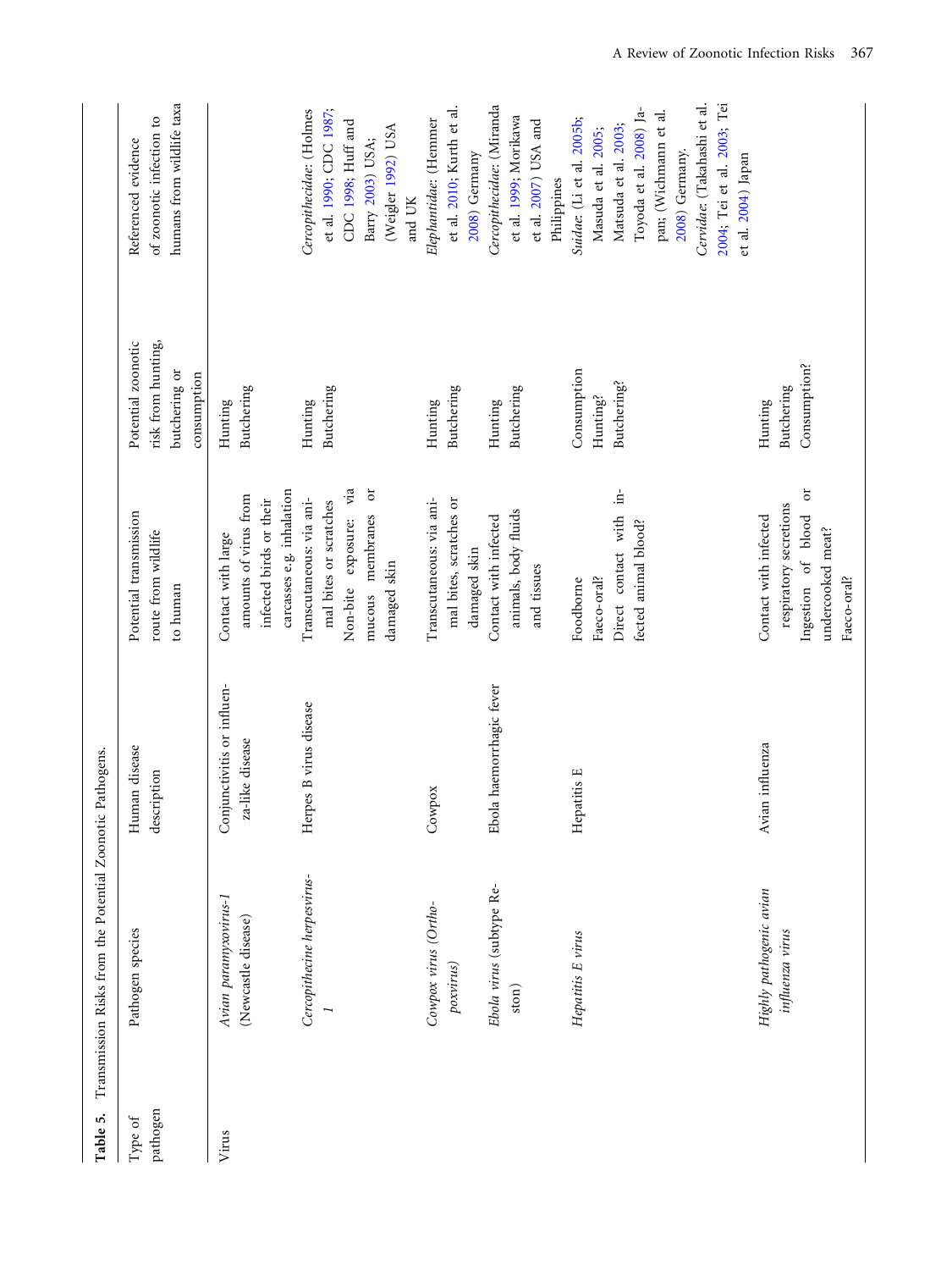**Table 5.** Transmission Risks from the Potential Zoonotic Pathogens.

| Type of pathogen | Pathogen species | Human disease description | Potential transmission route from wildlife to human | Potential zoonotic risk from hunting, butchering or consumption | Referenced evidence of zoonotic infection to humans from wildlife taxa |
|---|---|---|---|---|---|
| Virus | *Avian paramyxovirus-1* (Newcastle disease) | Conjunctivitis or influenza-like disease | Contact with large amounts of virus from infected birds or their carcasses e.g. inhalation | Hunting Butchering | |
| | *Cercopithecine herpesvirus-1* | Herpes B virus disease | Transcutaneous: via animal bites or scratches Non-bite exposure: via mucous membranes or damaged skin | Hunting Butchering | *Cercopithecidae*: (Holmes et al. 1990; CDC 1987; CDC 1998; Huff and Barry 2003) USA; (Weigler 1992) USA and UK |
| | *Cowpox virus (Orthopoxvirus)* | Cowpox | Transcutaneous: via animal bites, scratches or damaged skin | Hunting Butchering | *Elephantidae*: (Hemmer et al. 2010; Kurth et al. 2008) Germany |
| | *Ebola virus* (subtype Reston) | Ebola haemorrhagic fever | Contact with infected animals, body fluids and tissues | Hunting Butchering | *Cercopithecidae*: (Miranda et al. 1999; Morikawa et al. 2007) USA and Philippines |
| | *Hepatitis E virus* | Hepatitis E | Foodborne Faeco-oral? Direct contact with infected animal blood? | Consumption Hunting? Butchering? | *Suidae*: (Li et al. 2005b; Masuda et al. 2005; Matsuda et al. 2003; Toyoda et al. 2008) Japan; (Wichmann et al. 2008) Germany. *Cervidae*: (Takahashi et al. 2004; Tei et al. 2003; Tei et al. 2004) Japan |
| | *Highly pathogenic avian influenza virus* | Avian influenza | Contact with infected respiratory secretions Ingestion of blood or undercooked meat? Faeco-oral? | Hunting Butchering Consumption? | |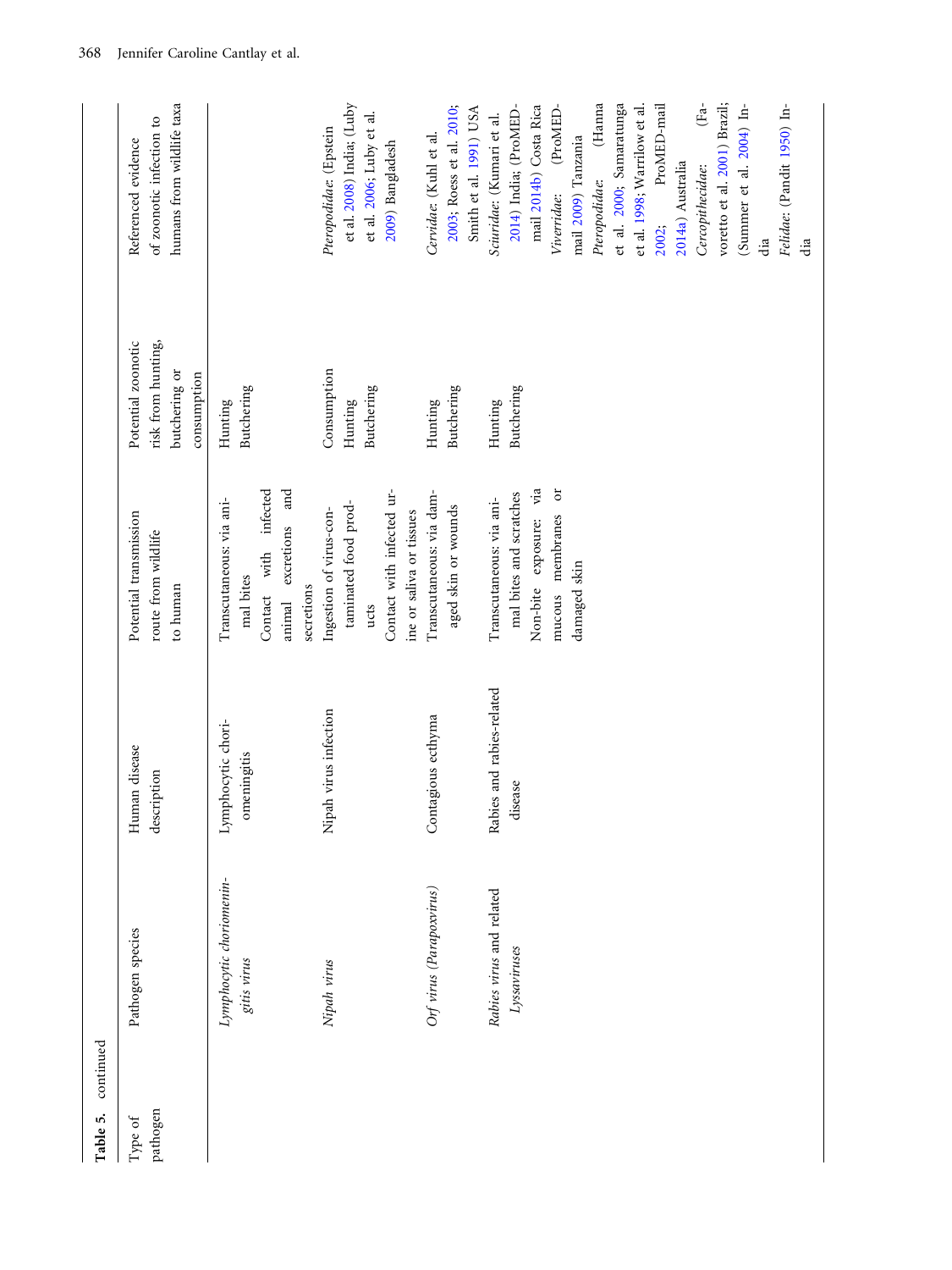**Table 5.** continued

| Type of pathogen | Pathogen species | Human disease description | Potential transmission route from wildlife to human | Potential zoonotic risk from hunting, butchering or consumption | Referenced evidence of zoonotic infection to humans from wildlife taxa |
|---|---|---|---|---|---|
| | *Lymphocytic choriomeningitis virus* | Lymphocytic choriomeningitis | Transcutaneous: via animal bites<br>Contact with infected animal excretions and secretions | Hunting<br>Butchering | |
| | *Nipah virus* | Nipah virus infection | Ingestion of virus-contaminated food products<br>Contact with infected urine or saliva or tissues | Consumption<br>Hunting<br>Butchering | *Pteropodidae*: (Epstein et al. 2008) India; (Luby et al. 2006; Luby et al. 2009) Bangladesh |
| | *Orf virus (Parapoxvirus)* | Contagious ecthyma | Transcutaneous: via damaged skin or wounds | Hunting<br>Butchering | *Cervidae*: (Kuhl et al. 2003; Roess et al. 2010; Smith et al. 1991) USA |
| | *Rabies virus* and related *Lyssaviruses* | Rabies and rabies-related disease | Transcutaneous: via animal bites and scratches<br>Non-bite exposure: via mucous membranes or damaged skin | Hunting<br>Butchering | *Sciuridae*: (Kumari et al. 2014) India; (ProMED-mail 2014b) Costa Rica<br>*Viverridae*: (ProMED-mail 2009) Tanzania<br>*Pteropodidae*: (Hanna et al. 2000; Samaratunga et al. 1998; Warrilow et al. 2002; ProMED-mail 2014a) Australia<br>*Cercopithecidae*: (Favoretto et al. 2001) Brazil; (Summer et al. 2004) India<br>*Felidae*: (Pandit 1950) India |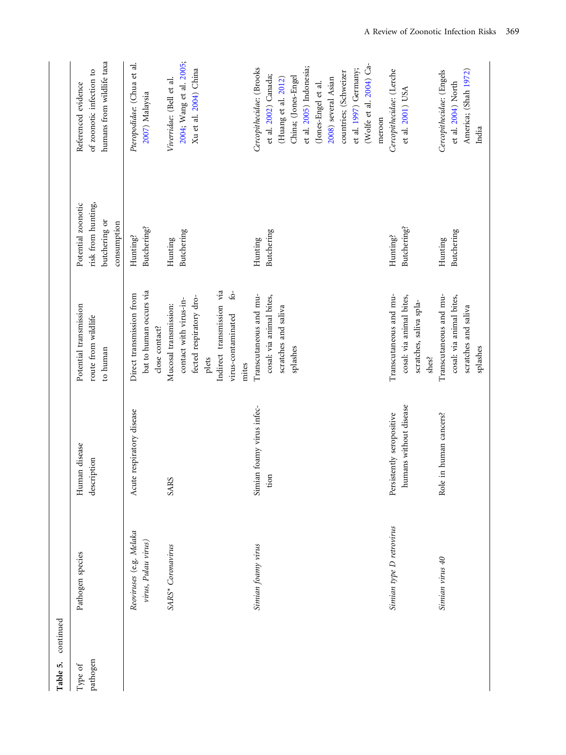**Table 5.** continued

| Type of pathogen | Pathogen species | Human disease description | Potential transmission route from wildlife to human | Potential zoonotic risk from hunting, butchering or consumption | Referenced evidence of zoonotic infection to humans from wildlife taxa |
|---|---|---|---|---|---|
| | *Reoviruses* (e.g. *Melaka virus*, *Pulau virus*) | Acute respiratory disease | Direct transmission from bat to human occurs via close contact? | Hunting? Butchering? | *Pteropodidae*: (Chua et al. 2007) Malaysia |
| | SARS* *Coronavirus* | SARS | Mucosal transmission: contact with virus-infected respiratory droplets<br>Indirect transmission via virus-contaminated fomites | Hunting Butchering | *Viverridae*: (Bell et al. 2004; Wang et al. 2005; Xu et al. 2004) China |
| | *Simian foamy virus* | Simian foamy virus infection | Transcutaneous and mucosal: via animal bites, scratches and saliva splashes | Hunting Butchering | *Cercopithecidae*: (Brooks et al. 2002) Canada; (Huang et al. 2012) China; (Jones-Engel et al. 2005) Indonesia; (Jones-Engel et al. 2008) several Asian countries; (Schweizer et al. 1997) Germany; (Wolfe et al. 2004) Cameroon |
| | *Simian type D retrovirus* | Persistently seropositive humans without disease | Transcutaneous and mucosal: via animal bites, scratches, saliva splashes? | Hunting? Butchering? | *Cercopithecidae*: (Lerche et al. 2001) USA |
| | *Simian virus 40* | Role in human cancers? | Transcutaneous and mucosal: via animal bites, scratches and saliva splashes | Hunting Butchering | *Cercopithecidae*: (Engels et al. 2004) North America; (Shah 1972) India |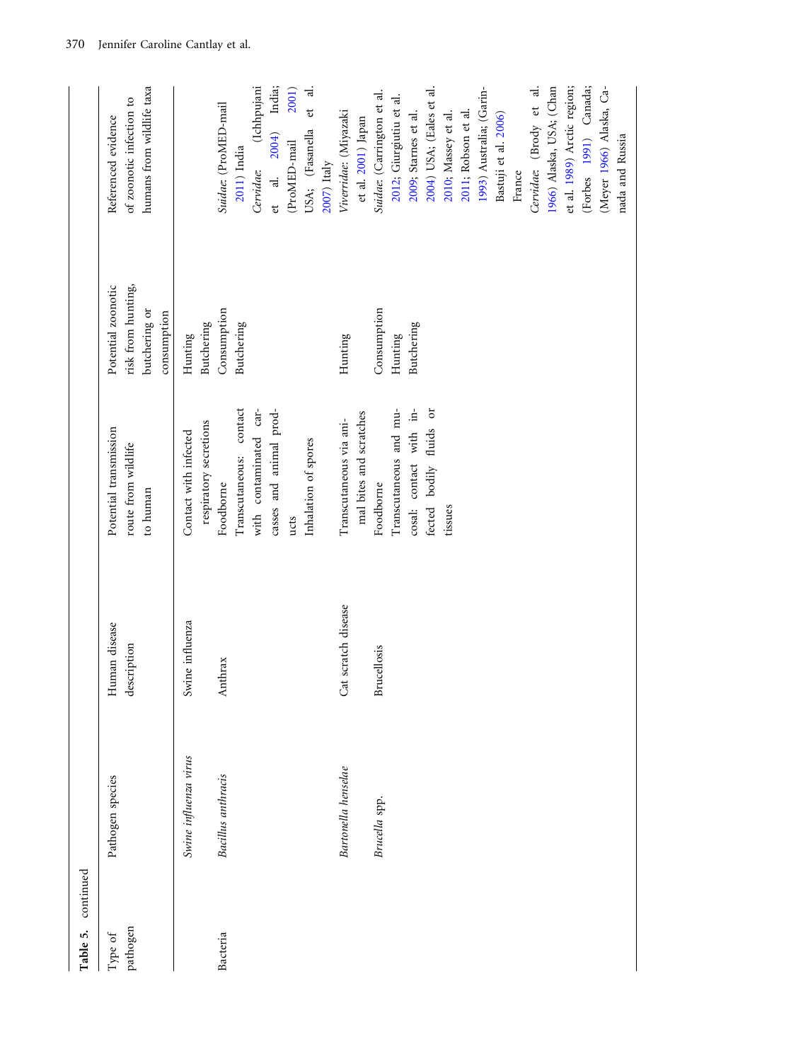**Table 5.** continued

| Type of pathogen | Pathogen species | Human disease description | Potential transmission route from wildlife to human | Potential zoonotic risk from hunting, butchering or consumption | Referenced evidence of zoonotic infection to humans from wildlife taxa |
|---|---|---|---|---|---|
| | *Swine influenza virus* | Swine influenza | Contact with infected respiratory secretions | Hunting Butchering | |
| Bacteria | *Bacillus anthracis* | Anthrax | Foodborne<br>Transcutaneous: contact with contaminated carcasses and animal products<br>Inhalation of spores | Consumption Butchering | *Suidae*: (ProMED-mail 2011) India<br>*Cervidae*: (Ichhpujani et al. 2004) India; (ProMED-mail 2001) USA; (Fasanella et al. 2007) Italy |
| | *Bartonella henselae* | Cat scratch disease | Transcutaneous via animal bites and scratches | Hunting | *Viverridae*: (Miyazaki et al. 2001) Japan |
| | *Brucella* spp. | Brucellosis | Foodborne<br>Transcutaneous and mucosal: contact with infected bodily fluids or tissues | Consumption Hunting Butchering | *Suidae*: (Carrington et al. 2012; Giurgiutiu et al. 2009; Starnes et al. 2004) USA; (Eales et al. 2010; Massey et al. 2011; Robson et al. 1993) Australia; (Garin-Bastuji et al. 2006) France<br>*Cervidae*: (Brody et al. 1966) Alaska, USA; (Chan et al. 1989) Arctic region; (Forbes 1991) Canada; (Meyer 1966) Alaska, Canada and Russia |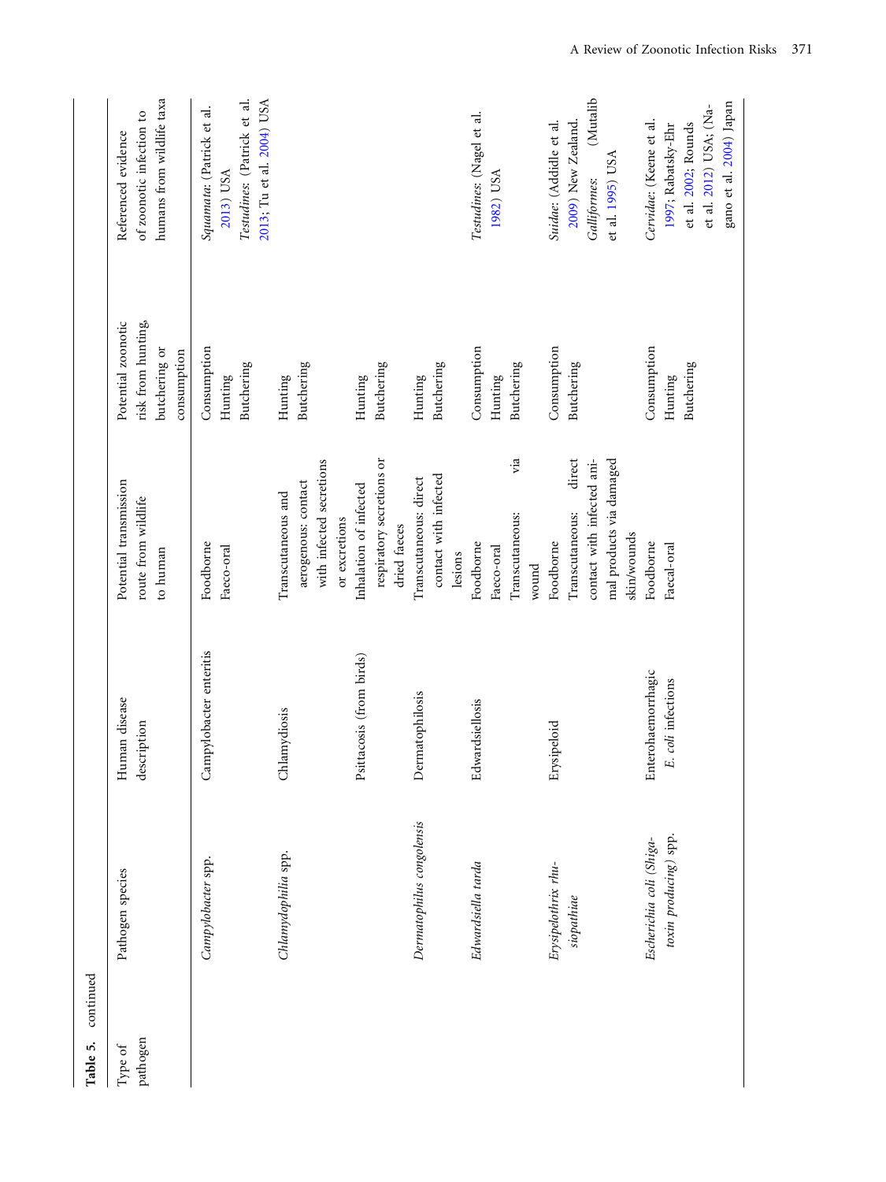**Table 5.** continued

| Type of pathogen | Pathogen species | Human disease description | Potential transmission route from wildlife to human | Potential zoonotic risk from hunting, butchering or consumption | Referenced evidence of zoonotic infection to humans from wildlife taxa |
|---|---|---|---|---|---|
| | *Campylobacter* spp. | Campylobacter enteritis | Foodborne<br>Faeco-oral | Consumption<br>Hunting<br>Butchering | *Squamata*: (Patrick et al. 2013) USA<br>*Testudines*: (Patrick et al. 2013; Tu et al. 2004) USA |
| | *Chlamydophila* spp. | Chlamydiosis | Transcutaneous and aerogenous: contact with infected secretions or excretions | Hunting<br>Butchering | |
| | | Psittacosis (from birds) | Inhalation of infected respiratory secretions or dried faeces | Hunting<br>Butchering | |
| | *Dermatophilus congolensis* | Dermatophilosis | Transcutaneous: direct contact with infected lesions | Hunting<br>Butchering | |
| | *Edwardsiella tarda* | Edwardsiellosis | Foodborne<br>Faeco-oral<br>Transcutaneous: via wound | Consumption<br>Hunting<br>Butchering | *Testudines*: (Nagel et al. 1982) USA |
| | *Erysipelothrix rhusiopathiae* | Erysipeloid | Foodborne<br>Transcutaneous: direct contact with infected animal products via damaged skin/wounds | Consumption<br>Butchering | *Suidae*: (Addidle et al. 2009) New Zealand.<br>*Galliformes*: (Mutalib et al. 1995) USA |
| | *Escherichia coli* (Shiga-toxin producing) spp. | Enterohaemorrhagic *E. coli* infections | Foodborne<br>Faecal-oral | Consumption<br>Hunting<br>Butchering | *Cervidae*: (Keene et al. 1997; Rabatsky-Ehr et al. 2002; Rounds et al. 2012) USA; (Nagano et al. 2004) Japan |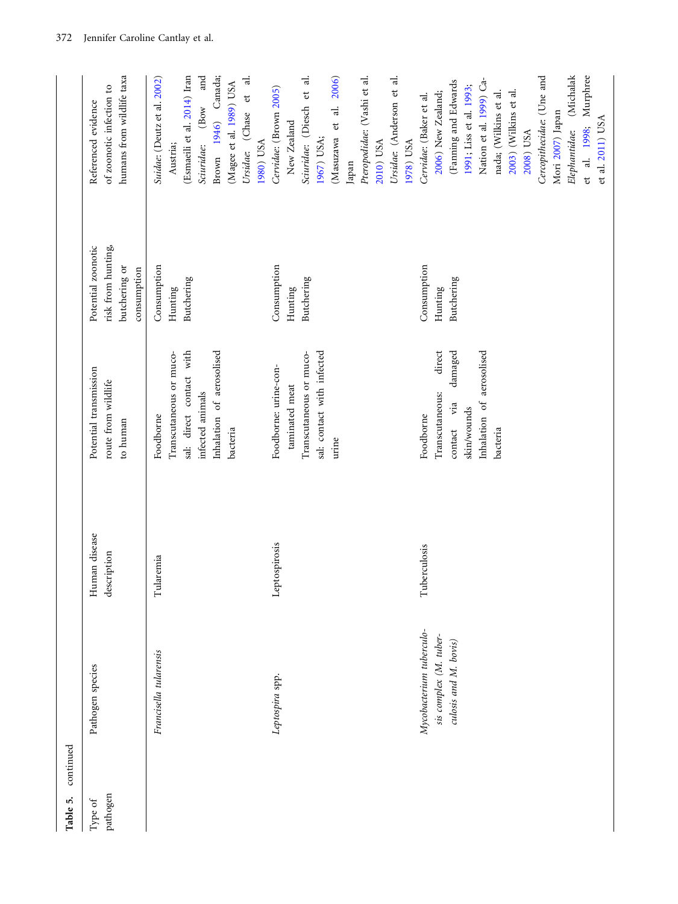**Table 5.** continued

| Type of pathogen | Pathogen species | Human disease description | Potential transmission route from wildlife to human | Potential zoonotic risk from hunting, butchering or consumption | Referenced evidence of zoonotic infection to humans from wildlife taxa |
|---|---|---|---|---|---|
| | *Francisella tularensis* | Tularemia | Foodborne<br>Transcutaneous or mucosal: direct contact with infected animals<br>Inhalation of aerosolised bacteria | Consumption<br>Hunting<br>Butchering | *Suidae*: (Deutz et al. 2002) Austria;<br>(Esmaeili et al. 2014) Iran<br>*Sciuridae*: (Bow and Brown 1946) Canada; (Magee et al. 1989) USA<br>*Ursidae*: (Chase et al. 1980) USA |
| | *Leptospira* spp. | Leptospirosis | Foodborne: urine-contaminated meat<br>Transcutaneous or mucosal: contact with infected urine | Consumption<br>Hunting<br>Butchering | *Cervidae*: (Brown 2005) New Zealand<br>*Sciuridae*: (Diesch et al. 1967) USA;<br>(Masuzawa et al. 2006) Japan<br>*Pteropodidae*: (Vashi et al. 2010) USA<br>*Ursidae*: (Anderson et al. 1978) USA |
| | *Mycobacterium tuberculosis complex (M. tuberculosis and M. bovis)* | Tuberculosis | Foodborne<br>Transcutaneous: direct contact via damaged skin/wounds<br>Inhalation of aerosolised bacteria | Consumption<br>Hunting<br>Butchering | *Cervidae*: (Baker et al. 2006) New Zealand;<br>(Fanning and Edwards 1991; Liss et al. 1993; Nation et al. 1999) Canada; (Wilkins et al. 2003) (Wilkins et al. 2008) USA<br>*Cercopithecidae*: (Une and Mori 2007) Japan<br>*Elephantidae*: (Michalak et al. 1998; Murphree et al. 2011) USA |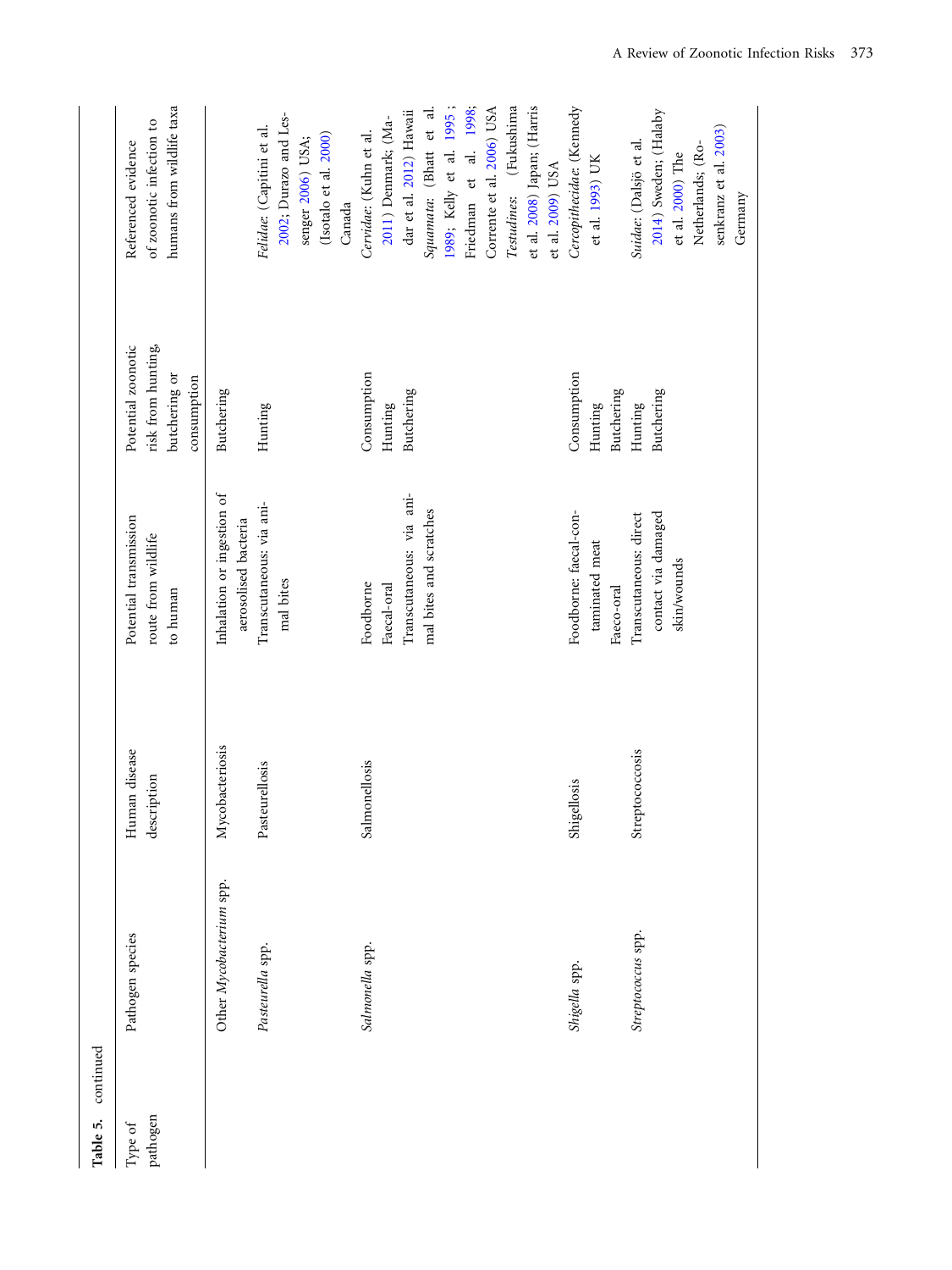**Table 5.** continued

| Type of pathogen | Pathogen species | Human disease description | Potential transmission route from wildlife to human | Potential zoonotic risk from hunting, butchering or consumption | Referenced evidence of zoonotic infection to humans from wildlife taxa |
|---|---|---|---|---|---|
| | Other *Mycobacterium* spp. | Mycobacteriosis | Inhalation or ingestion of aerosolised bacteria | Butchering | |
| | *Pasteurella* spp. | Pasteurellosis | Transcutaneous: via animal bites | Hunting | *Felidae*: (Capitini et al. 2002; Durazo and Lessenger 2006) USA; (Isotalo et al. 2000) Canada |
| | *Salmonella* spp. | Salmonellosis | Foodborne<br>Faecal-oral<br>Transcutaneous: via animal bites and scratches | Consumption<br>Hunting<br>Butchering | *Cervidae*: (Kuhn et al. 2011) Denmark; (Madar et al. 2012) Hawaii<br>*Squamata*: (Bhatt et al. 1989; Kelly et al. 1995; Friedman et al. 1998; Corrente et al. 2006) USA<br>*Testudines*: (Fukushima et al. 2008) Japan; (Harris et al. 2009) USA |
| | *Shigella* spp. | Shigellosis | Foodborne: faecal-contaminated meat<br>Faeco-oral | Consumption<br>Hunting<br>Butchering | *Cercopithecidae*: (Kennedy et al. 1993) UK |
| | *Streptococcus* spp. | Streptococcosis | Transcutaneous: direct contact via damaged skin/wounds | Hunting<br>Butchering | *Suidae*: (Dalsjö et al. 2014) Sweden; (Halaby et al. 2000) The Netherlands; (Rosenkranz et al. 2003) Germany |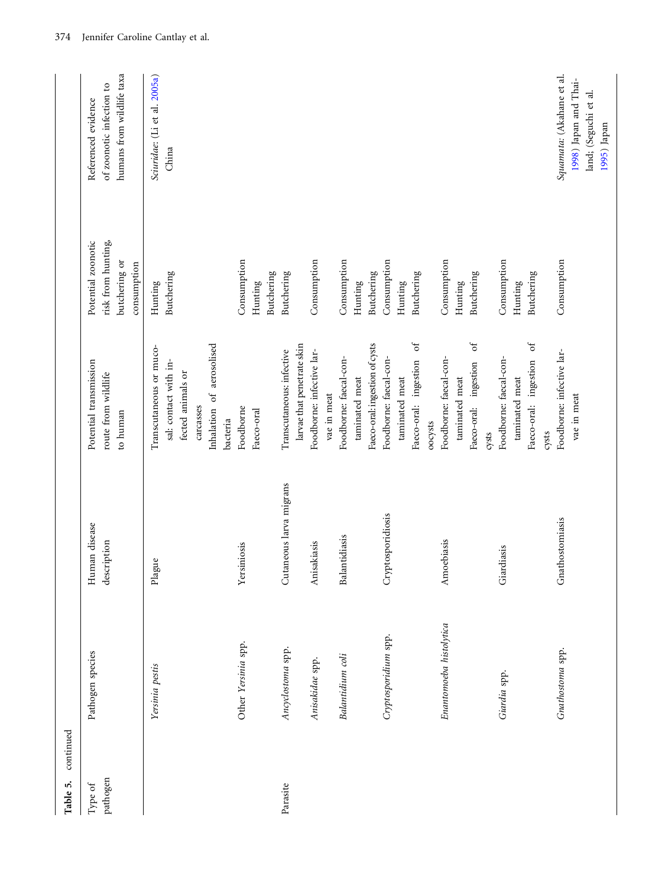**Table 5.** continued

| Type of pathogen | Pathogen species | Human disease description | Potential transmission route from wildlife to human | Potential zoonotic risk from hunting, butchering or consumption | Referenced evidence of zoonotic infection to humans from wildlife taxa |
|---|---|---|---|---|---|
| | *Yersinia pestis* | Plague | Transcutaneous or mucosal: contact with infected animals or carcasses<br>Inhalation of aerosolised bacteria | Hunting<br>Butchering | *Sciuridae*: (Li et al. 2005a) China |
| | Other *Yersinia* spp. | Yersiniosis | Foodborne<br>Faeco-oral | Consumption<br>Hunting<br>Butchering | |
| Parasite | *Ancyclostoma* spp. | Cutaneous larva migrans | Transcutaneous: infective larvae that penetrate skin | Butchering | |
| | *Anisakidae* spp. | Anisakiasis | Foodborne: infective larvae in meat | Consumption | |
| | *Balantidium coli* | Balantidiasis | Foodborne: faecal-contaminated meat<br>Faeco-oral: ingestion of cysts | Consumption<br>Hunting<br>Butchering | |
| | *Cryptosporidium* spp. | Cryptosporidiosis | Foodborne: faecal-contaminated meat<br>Faeco-oral: ingestion of oocysts | Consumption<br>Hunting<br>Butchering | |
| | *Enantomoeba histolytica* | Amoebiasis | Foodborne: faecal-contaminated meat<br>Faeco-oral: ingestion of cysts | Consumption<br>Hunting<br>Butchering | |
| | *Giardia* spp. | Giardiasis | Foodborne: faecal-contaminated meat<br>Faeco-oral: ingestion of cysts | Consumption<br>Hunting<br>Butchering | |
| | *Gnathostoma* spp. | Gnathostomiasis | Foodborne: infective larvae in meat | Consumption | *Squamata*: (Akahane et al. 1998) Japan and Thailand; (Seguchi et al. 1995) Japan |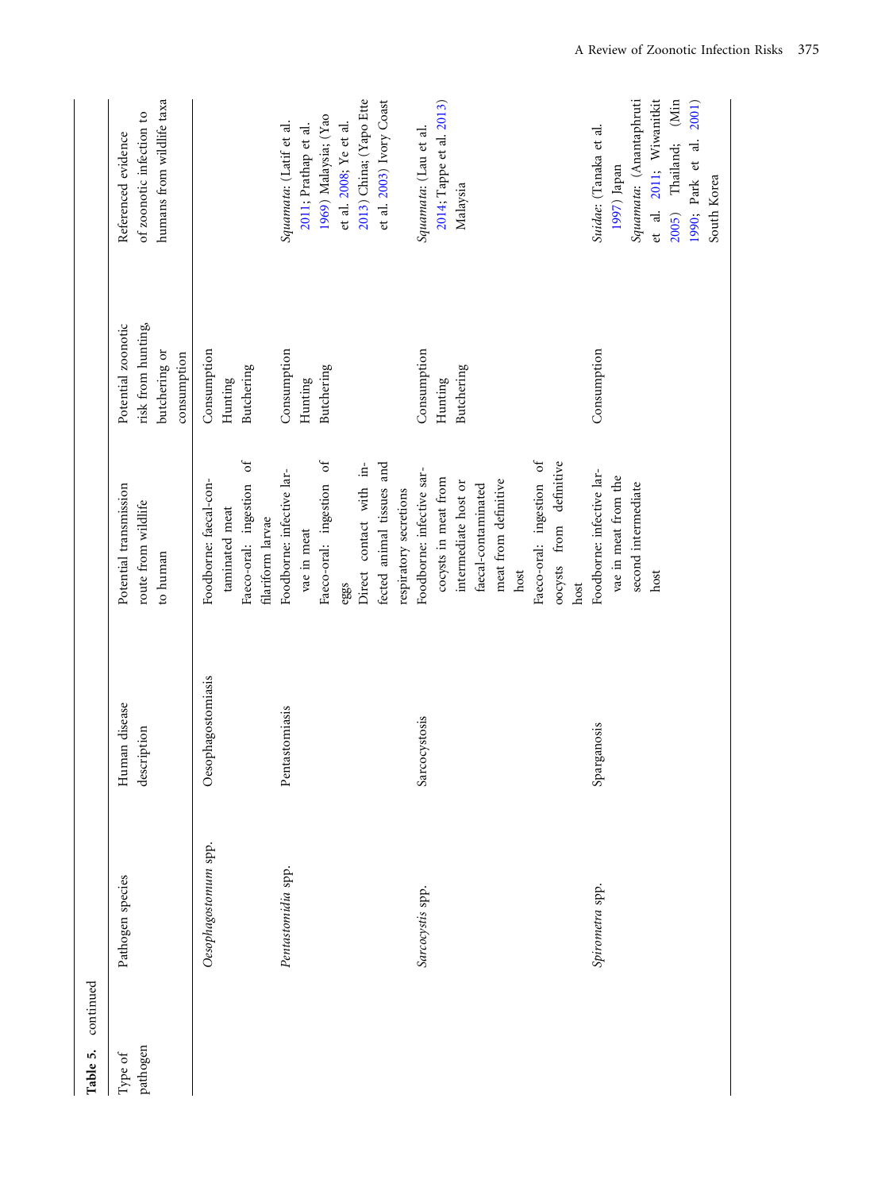**Table 5.** continued

| Type of pathogen | Pathogen species | Human disease description | Potential transmission route from wildlife to human | Potential zoonotic risk from hunting, butchering or consumption | Referenced evidence of zoonotic infection to humans from wildlife taxa |
|---|---|---|---|---|---|
| | *Oesophagostomum* spp. | Oesophagostomiasis | Foodborne: faecal-contaminated meat<br>Faeco-oral: ingestion of filariform larvae | Consumption<br>Hunting<br>Butchering | |
| | *Pentastomidia* spp. | Pentastomiasis | Foodborne: infective larvae in meat<br>Faeco-oral: ingestion of eggs<br>Direct contact with infected animal tissues and respiratory secretions | Consumption<br>Hunting<br>Butchering | *Squamata*: (Latif et al. 2011; Prathap et al. 1969) Malaysia; (Yao et al. 2008; Ye et al. 2013) China; (Yapo Ette et al. 2003) Ivory Coast |
| | *Sarcocystis* spp. | Sarcocystosis | Foodborne: infective sarcocysts in meat from intermediate host or faecal-contaminated meat from definitive host<br>Faeco-oral: ingestion of oocysts from definitive host | Consumption<br>Hunting<br>Butchering | *Squamata*: (Lau et al. 2014; Tappe et al. 2013) Malaysia |
| | *Spirometra* spp. | Sparganosis | Foodborne: infective larvae in meat from the second intermediate host | Consumption | *Suidae*: (Tanaka et al. 1997) Japan<br>*Squamata*: (Anantaphruti et al. 2011; Wiwanitkit 2005) Thailand; (Min 1990; Park et al. 2001) South Korea |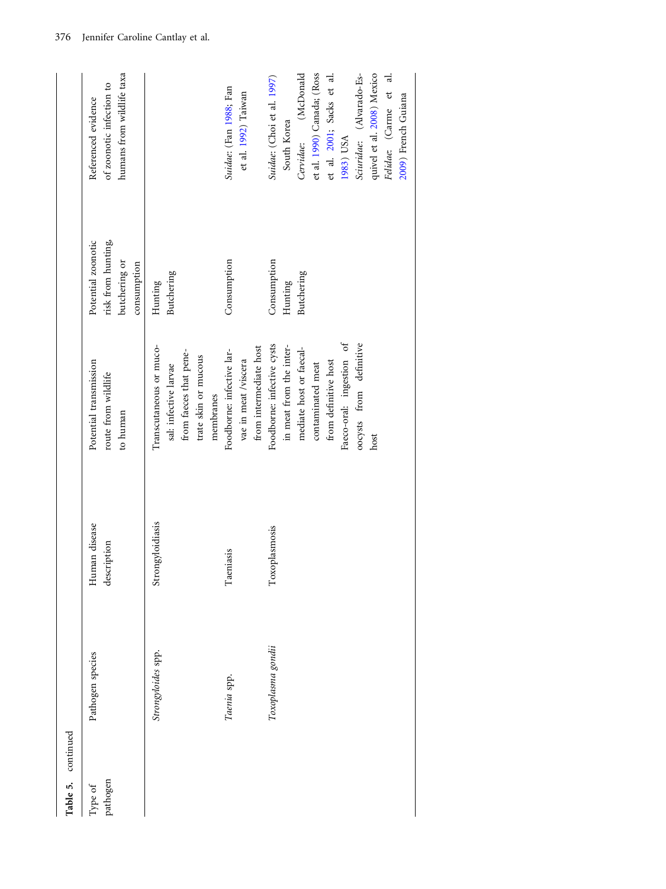**Table 5.** continued

| Type of pathogen | Pathogen species | Human disease description | Potential transmission route from wildlife to human | Potential zoonotic risk from hunting, butchering or consumption | Referenced evidence of zoonotic infection to humans from wildlife taxa |
|---|---|---|---|---|---|
| | *Strongyloides* spp. | Strongyloidiasis | Transcutaneous or mucosal: infective larvae from faeces that penetrate skin or mucous membranes | Hunting<br>Butchering | |
| | *Taenia* spp. | Taeniasis | Foodborne: infective larvae in meat /viscera from intermediate host | Consumption | *Suidae*: (Fan 1988; Fan et al. 1992) Taiwan |
| | *Toxoplasma gondii* | Toxoplasmosis | Foodborne: infective cysts in meat from the intermediate host or faecal-contaminated meat from definitive host<br>Faeco-oral: ingestion of oocysts from definitive host | Consumption<br>Hunting<br>Butchering | *Suidae*: (Choi et al. 1997) South Korea<br>*Cervidae*: (McDonald et al. 1990) Canada; (Ross et al. 2001; Sacks et al. 1983) USA<br>*Sciuridae*: (Alvarado-Esquivel et al. 2008) Mexico<br>*Felidae*: (Carme et al. 2009) French Guiana |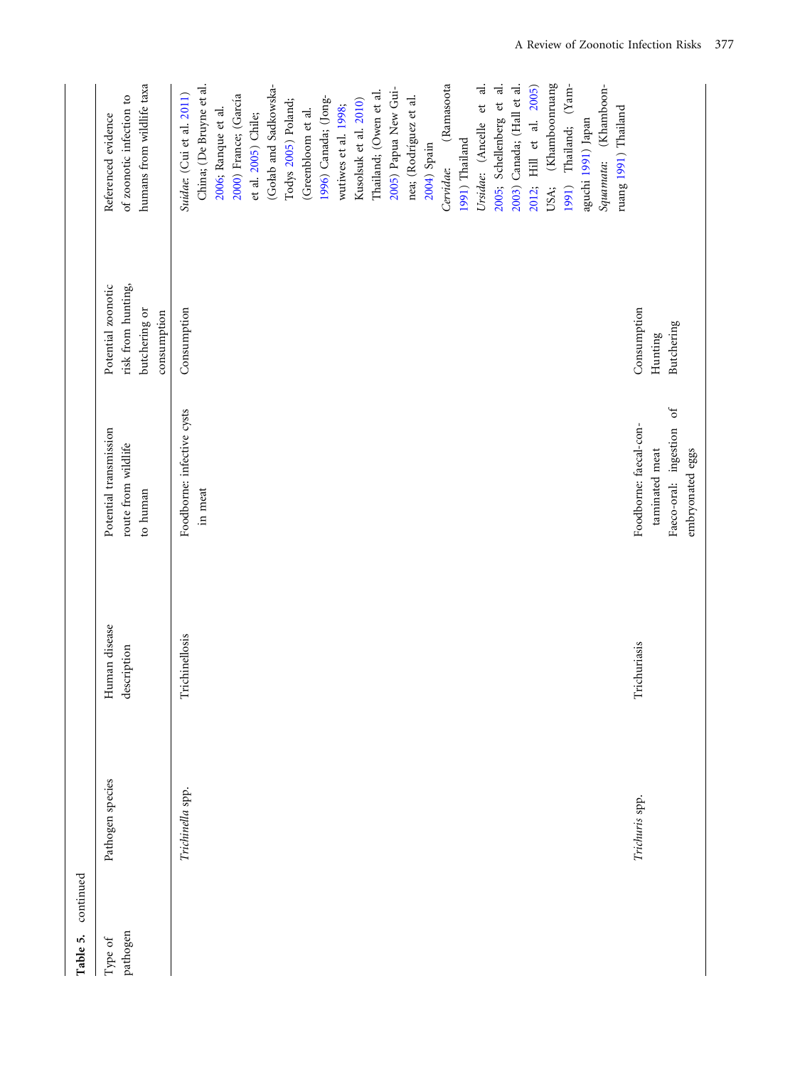**Table 5.** continued

| Type of pathogen | Pathogen species | Human disease description | Potential transmission route from wildlife to human | Potential zoonotic risk from hunting, butchering or consumption | Referenced evidence of zoonotic infection to humans from wildlife taxa |
|---|---|---|---|---|---|
| | *Trichinella* spp. | Trichinellosis | Foodborne: infective cysts in meat | Consumption | *Suidae*: (Cui et al. 2011) China; (De Bruyne et al. 2006; Ranque et al. 2000) France; (García et al. 2005) Chile; (Gołab and Sadkowska-Todys 2005) Poland; (Greenbloom et al. 1996) Canada; (Jongwutiwes et al. 1998; Kusolsuk et al. 2010) Thailand; (Owen et al. 2005) Papua New Guinea; (Rodríguez et al. 2004) Spain *Cervidae*: (Ramasoota 1991) Thailand *Ursidae*: (Ancelle et al. 2005; Schellenberg et al. 2003) Canada; (Hall et al. 2012; Hill et al. 2005) USA; (Khamboonruang 1991) Thailand; (Yamaguchi 1991) Japan *Squamata*: (Khamboonruang 1991) Thailand |
| | *Trichuris* spp. | Trichuriasis | Foodborne: faecal-contaminated meat Faeco-oral: ingestion of embryonated eggs | Consumption Hunting Butchering | |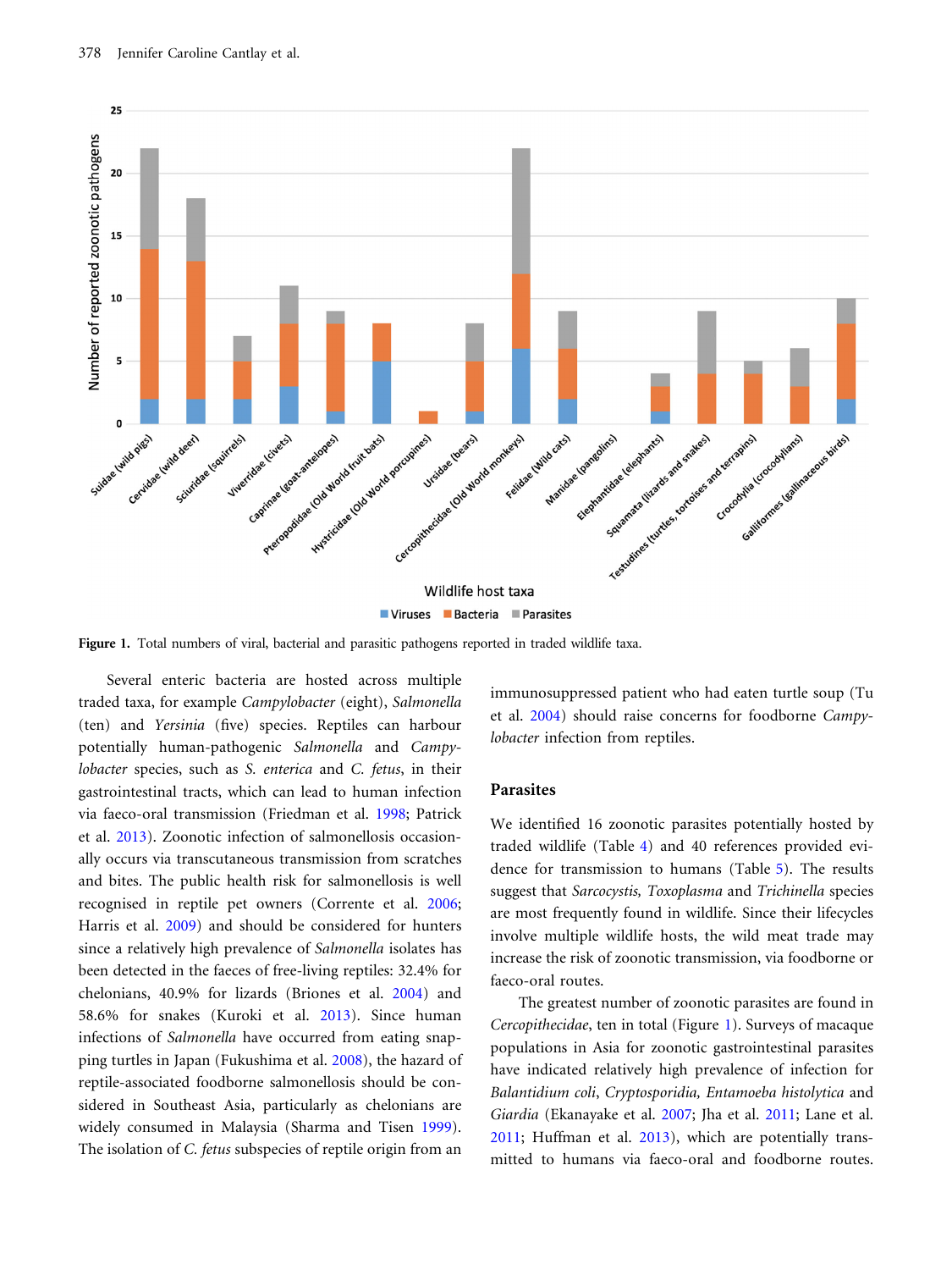Figure 1. Total numbers of viral, bacterial and parasitic pathogens reported in traded wildlife taxa.

Several enteric bacteria are hosted across multiple traded taxa, for example *Campylobacter* (eight), *Salmonella* (ten) and *Yersinia* (five) species. Reptiles can harbour potentially human-pathogenic *Salmonella* and *Campylobacter* species, such as *S. enterica* and *C. fetus*, in their gastrointestinal tracts, which can lead to human infection via faeco-oral transmission (Friedman et al. 1998; Patrick et al. 2013). Zoonotic infection of salmonellosis occasionally occurs via transcutaneous transmission from scratches and bites. The public health risk for salmonellosis is well recognised in reptile pet owners (Corrente et al. 2006; Harris et al. 2009) and should be considered for hunters since a relatively high prevalence of *Salmonella* isolates has been detected in the faeces of free-living reptiles: 32.4% for chelonians, 40.9% for lizards (Briones et al. 2004) and 58.6% for snakes (Kuroki et al. 2013). Since human infections of *Salmonella* have occurred from eating snapping turtles in Japan (Fukushima et al. 2008), the hazard of reptile-associated foodborne salmonellosis should be considered in Southeast Asia, particularly as chelonians are widely consumed in Malaysia (Sharma and Tisen 1999). The isolation of *C. fetus* subspecies of reptile origin from an immunosuppressed patient who had eaten turtle soup (Tu et al. 2004) should raise concerns for foodborne *Campylobacter* infection from reptiles.

## Parasites

We identified 16 zoonotic parasites potentially hosted by traded wildlife (Table 4) and 40 references provided evidence for transmission to humans (Table 5). The results suggest that *Sarcocystis, Toxoplasma* and *Trichinella* species are most frequently found in wildlife. Since their lifecycles involve multiple wildlife hosts, the wild meat trade may increase the risk of zoonotic transmission, via foodborne or faeco-oral routes.

The greatest number of zoonotic parasites are found in *Cercopithecidae*, ten in total (Figure 1). Surveys of macaque populations in Asia for zoonotic gastrointestinal parasites have indicated relatively high prevalence of infection for *Balantidium coli*, *Cryptosporidia, Entamoeba histolytica* and *Giardia* (Ekanayake et al. 2007; Jha et al. 2011; Lane et al. 2011; Huffman et al. 2013), which are potentially transmitted to humans via faeco-oral and foodborne routes.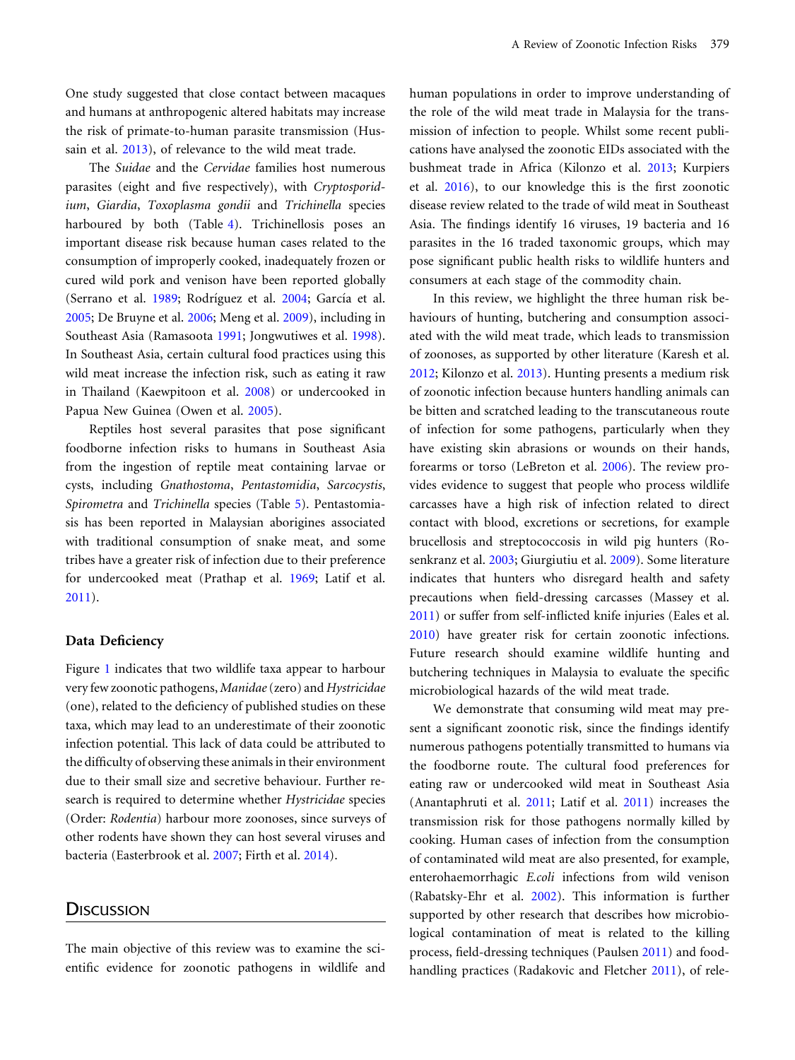One study suggested that close contact between macaques and humans at anthropogenic altered habitats may increase the risk of primate-to-human parasite transmission (Hussain et al. 2013), of relevance to the wild meat trade.

The *Suidae* and the *Cervidae* families host numerous parasites (eight and five respectively), with *Cryptosporidium*, *Giardia*, *Toxoplasma gondii* and *Trichinella* species harboured by both (Table 4). Trichinellosis poses an important disease risk because human cases related to the consumption of improperly cooked, inadequately frozen or cured wild pork and venison have been reported globally (Serrano et al. 1989; Rodríguez et al. 2004; García et al. 2005; De Bruyne et al. 2006; Meng et al. 2009), including in Southeast Asia (Ramasoota 1991; Jongwutiwes et al. 1998). In Southeast Asia, certain cultural food practices using this wild meat increase the infection risk, such as eating it raw in Thailand (Kaewpitoon et al. 2008) or undercooked in Papua New Guinea (Owen et al. 2005).

Reptiles host several parasites that pose significant foodborne infection risks to humans in Southeast Asia from the ingestion of reptile meat containing larvae or cysts, including *Gnathostoma*, *Pentastomidia*, *Sarcocystis*, *Spirometra* and *Trichinella* species (Table 5). Pentastomiasis has been reported in Malaysian aborigines associated with traditional consumption of snake meat, and some tribes have a greater risk of infection due to their preference for undercooked meat (Prathap et al. 1969; Latif et al. 2011).

### Data Deficiency

Figure 1 indicates that two wildlife taxa appear to harbour very few zoonotic pathogens, *Manidae* (zero) and *Hystricidae* (one), related to the deficiency of published studies on these taxa, which may lead to an underestimate of their zoonotic infection potential. This lack of data could be attributed to the difficulty of observing these animals in their environment due to their small size and secretive behaviour. Further research is required to determine whether *Hystricidae* species (Order: *Rodentia*) harbour more zoonoses, since surveys of other rodents have shown they can host several viruses and bacteria (Easterbrook et al. 2007; Firth et al. 2014).

## Discussion

The main objective of this review was to examine the scientific evidence for zoonotic pathogens in wildlife and human populations in order to improve understanding of the role of the wild meat trade in Malaysia for the transmission of infection to people. Whilst some recent publications have analysed the zoonotic EIDs associated with the bushmeat trade in Africa (Kilonzo et al. 2013; Kurpiers et al. 2016), to our knowledge this is the first zoonotic disease review related to the trade of wild meat in Southeast Asia. The findings identify 16 viruses, 19 bacteria and 16 parasites in the 16 traded taxonomic groups, which may pose significant public health risks to wildlife hunters and consumers at each stage of the commodity chain.

In this review, we highlight the three human risk behaviours of hunting, butchering and consumption associated with the wild meat trade, which leads to transmission of zoonoses, as supported by other literature (Karesh et al. 2012; Kilonzo et al. 2013). Hunting presents a medium risk of zoonotic infection because hunters handling animals can be bitten and scratched leading to the transcutaneous route of infection for some pathogens, particularly when they have existing skin abrasions or wounds on their hands, forearms or torso (LeBreton et al. 2006). The review provides evidence to suggest that people who process wildlife carcasses have a high risk of infection related to direct contact with blood, excretions or secretions, for example brucellosis and streptococcosis in wild pig hunters (Rosenkranz et al. 2003; Giurgiutiu et al. 2009). Some literature indicates that hunters who disregard health and safety precautions when field-dressing carcasses (Massey et al. 2011) or suffer from self-inflicted knife injuries (Eales et al. 2010) have greater risk for certain zoonotic infections. Future research should examine wildlife hunting and butchering techniques in Malaysia to evaluate the specific microbiological hazards of the wild meat trade.

We demonstrate that consuming wild meat may present a significant zoonotic risk, since the findings identify numerous pathogens potentially transmitted to humans via the foodborne route. The cultural food preferences for eating raw or undercooked wild meat in Southeast Asia (Anantaphruti et al. 2011; Latif et al. 2011) increases the transmission risk for those pathogens normally killed by cooking. Human cases of infection from the consumption of contaminated wild meat are also presented, for example, enterohaemorrhagic *E.coli* infections from wild venison (Rabatsky-Ehr et al. 2002). This information is further supported by other research that describes how microbiological contamination of meat is related to the killing process, field-dressing techniques (Paulsen 2011) and food-handling practices (Radakovic and Fletcher 2011), of rele-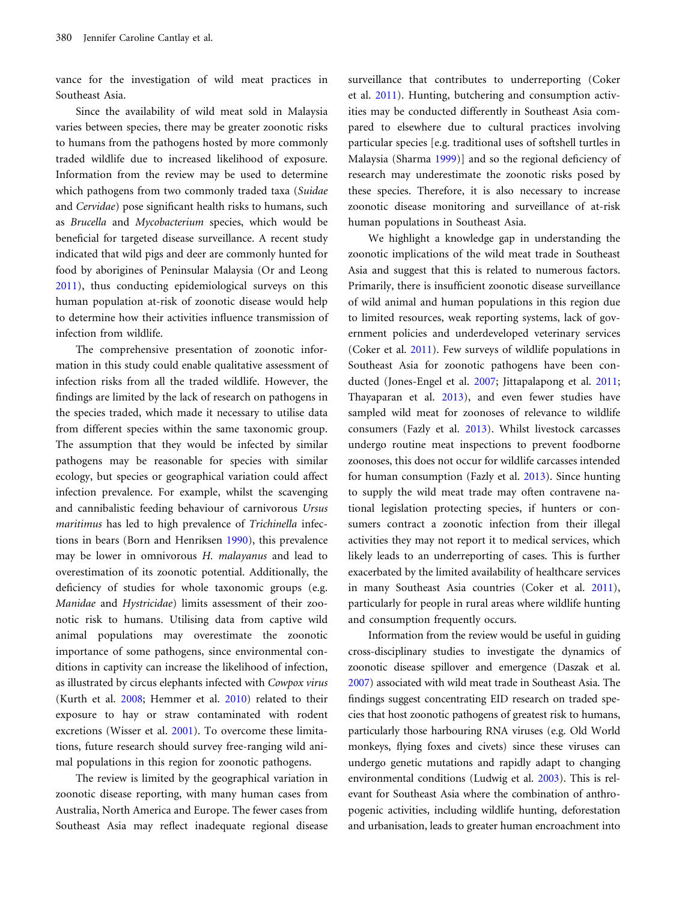vance for the investigation of wild meat practices in Southeast Asia.

Since the availability of wild meat sold in Malaysia varies between species, there may be greater zoonotic risks to humans from the pathogens hosted by more commonly traded wildlife due to increased likelihood of exposure. Information from the review may be used to determine which pathogens from two commonly traded taxa (*Suidae* and *Cervidae*) pose significant health risks to humans, such as *Brucella* and *Mycobacterium* species, which would be beneficial for targeted disease surveillance. A recent study indicated that wild pigs and deer are commonly hunted for food by aborigines of Peninsular Malaysia (Or and Leong 2011), thus conducting epidemiological surveys on this human population at-risk of zoonotic disease would help to determine how their activities influence transmission of infection from wildlife.

The comprehensive presentation of zoonotic information in this study could enable qualitative assessment of infection risks from all the traded wildlife. However, the findings are limited by the lack of research on pathogens in the species traded, which made it necessary to utilise data from different species within the same taxonomic group. The assumption that they would be infected by similar pathogens may be reasonable for species with similar ecology, but species or geographical variation could affect infection prevalence. For example, whilst the scavenging and cannibalistic feeding behaviour of carnivorous *Ursus maritimus* has led to high prevalence of *Trichinella* infections in bears (Born and Henriksen 1990), this prevalence may be lower in omnivorous *H. malayanus* and lead to overestimation of its zoonotic potential. Additionally, the deficiency of studies for whole taxonomic groups (e.g. *Manidae* and *Hystricidae*) limits assessment of their zoonotic risk to humans. Utilising data from captive wild animal populations may overestimate the zoonotic importance of some pathogens, since environmental conditions in captivity can increase the likelihood of infection, as illustrated by circus elephants infected with *Cowpox virus* (Kurth et al. 2008; Hemmer et al. 2010) related to their exposure to hay or straw contaminated with rodent excretions (Wisser et al. 2001). To overcome these limitations, future research should survey free-ranging wild animal populations in this region for zoonotic pathogens.

The review is limited by the geographical variation in zoonotic disease reporting, with many human cases from Australia, North America and Europe. The fewer cases from Southeast Asia may reflect inadequate regional disease surveillance that contributes to underreporting (Coker et al. 2011). Hunting, butchering and consumption activities may be conducted differently in Southeast Asia compared to elsewhere due to cultural practices involving particular species [e.g. traditional uses of softshell turtles in Malaysia (Sharma 1999)] and so the regional deficiency of research may underestimate the zoonotic risks posed by these species. Therefore, it is also necessary to increase zoonotic disease monitoring and surveillance of at-risk human populations in Southeast Asia.

We highlight a knowledge gap in understanding the zoonotic implications of the wild meat trade in Southeast Asia and suggest that this is related to numerous factors. Primarily, there is insufficient zoonotic disease surveillance of wild animal and human populations in this region due to limited resources, weak reporting systems, lack of government policies and underdeveloped veterinary services (Coker et al. 2011). Few surveys of wildlife populations in Southeast Asia for zoonotic pathogens have been conducted (Jones-Engel et al. 2007; Jittapalapong et al. 2011; Thayaparan et al. 2013), and even fewer studies have sampled wild meat for zoonoses of relevance to wildlife consumers (Fazly et al. 2013). Whilst livestock carcasses undergo routine meat inspections to prevent foodborne zoonoses, this does not occur for wildlife carcasses intended for human consumption (Fazly et al. 2013). Since hunting to supply the wild meat trade may often contravene national legislation protecting species, if hunters or consumers contract a zoonotic infection from their illegal activities they may not report it to medical services, which likely leads to an underreporting of cases. This is further exacerbated by the limited availability of healthcare services in many Southeast Asia countries (Coker et al. 2011), particularly for people in rural areas where wildlife hunting and consumption frequently occurs.

Information from the review would be useful in guiding cross-disciplinary studies to investigate the dynamics of zoonotic disease spillover and emergence (Daszak et al. 2007) associated with wild meat trade in Southeast Asia. The findings suggest concentrating EID research on traded species that host zoonotic pathogens of greatest risk to humans, particularly those harbouring RNA viruses (e.g. Old World monkeys, flying foxes and civets) since these viruses can undergo genetic mutations and rapidly adapt to changing environmental conditions (Ludwig et al. 2003). This is relevant for Southeast Asia where the combination of anthropogenic activities, including wildlife hunting, deforestation and urbanisation, leads to greater human encroachment into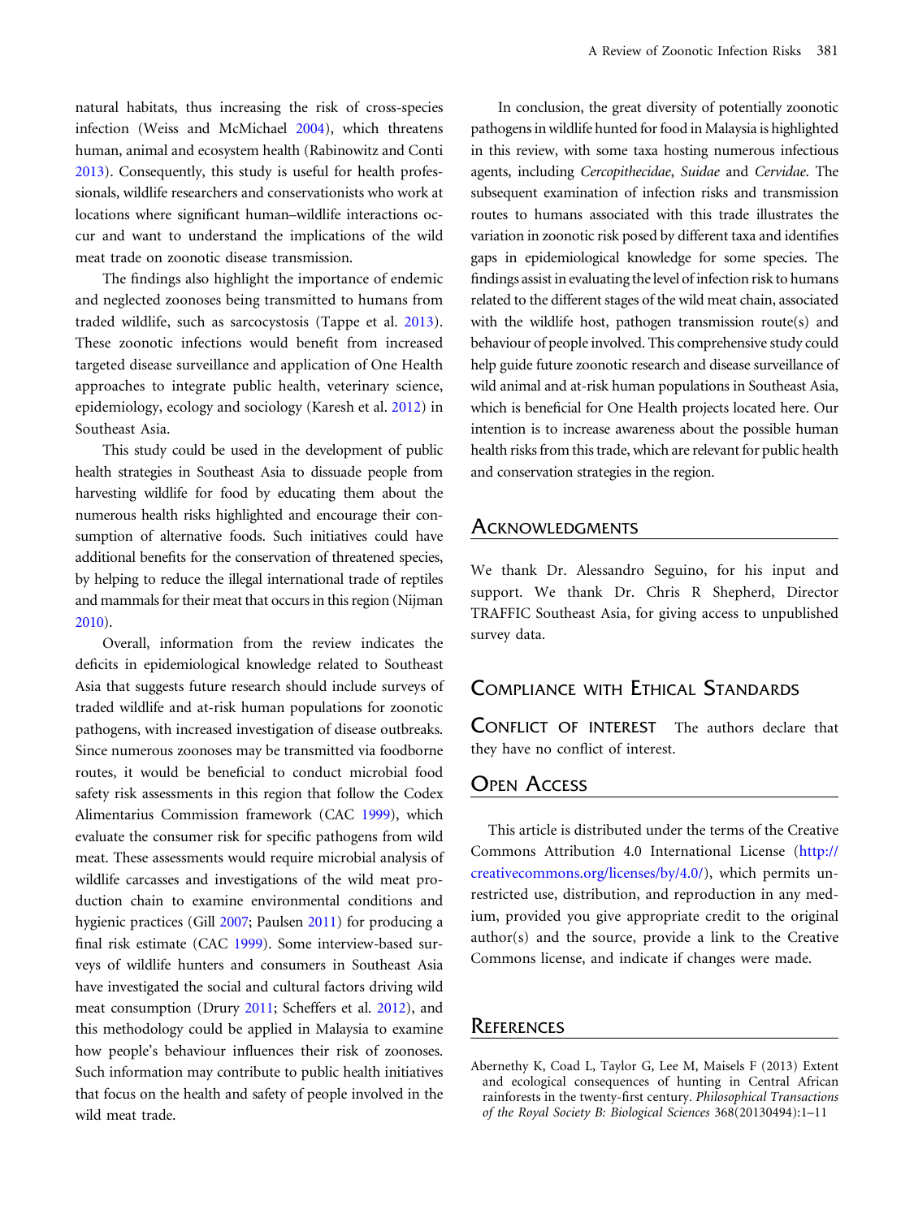natural habitats, thus increasing the risk of cross-species infection (Weiss and McMichael 2004), which threatens human, animal and ecosystem health (Rabinowitz and Conti 2013). Consequently, this study is useful for health professionals, wildlife researchers and conservationists who work at locations where significant human–wildlife interactions occur and want to understand the implications of the wild meat trade on zoonotic disease transmission.

The findings also highlight the importance of endemic and neglected zoonoses being transmitted to humans from traded wildlife, such as sarcocystosis (Tappe et al. 2013). These zoonotic infections would benefit from increased targeted disease surveillance and application of One Health approaches to integrate public health, veterinary science, epidemiology, ecology and sociology (Karesh et al. 2012) in Southeast Asia.

This study could be used in the development of public health strategies in Southeast Asia to dissuade people from harvesting wildlife for food by educating them about the numerous health risks highlighted and encourage their consumption of alternative foods. Such initiatives could have additional benefits for the conservation of threatened species, by helping to reduce the illegal international trade of reptiles and mammals for their meat that occurs in this region (Nijman 2010).

Overall, information from the review indicates the deficits in epidemiological knowledge related to Southeast Asia that suggests future research should include surveys of traded wildlife and at-risk human populations for zoonotic pathogens, with increased investigation of disease outbreaks. Since numerous zoonoses may be transmitted via foodborne routes, it would be beneficial to conduct microbial food safety risk assessments in this region that follow the Codex Alimentarius Commission framework (CAC 1999), which evaluate the consumer risk for specific pathogens from wild meat. These assessments would require microbial analysis of wildlife carcasses and investigations of the wild meat production chain to examine environmental conditions and hygienic practices (Gill 2007; Paulsen 2011) for producing a final risk estimate (CAC 1999). Some interview-based surveys of wildlife hunters and consumers in Southeast Asia have investigated the social and cultural factors driving wild meat consumption (Drury 2011; Scheffers et al. 2012), and this methodology could be applied in Malaysia to examine how people's behaviour influences their risk of zoonoses. Such information may contribute to public health initiatives that focus on the health and safety of people involved in the wild meat trade.

In conclusion, the great diversity of potentially zoonotic pathogens in wildlife hunted for food in Malaysia is highlighted in this review, with some taxa hosting numerous infectious agents, including *Cercopithecidae*, *Suidae* and *Cervidae*. The subsequent examination of infection risks and transmission routes to humans associated with this trade illustrates the variation in zoonotic risk posed by different taxa and identifies gaps in epidemiological knowledge for some species. The findings assist in evaluating the level of infection risk to humans related to the different stages of the wild meat chain, associated with the wildlife host, pathogen transmission route(s) and behaviour of people involved. This comprehensive study could help guide future zoonotic research and disease surveillance of wild animal and at-risk human populations in Southeast Asia, which is beneficial for One Health projects located here. Our intention is to increase awareness about the possible human health risks from this trade, which are relevant for public health and conservation strategies in the region.

## Acknowledgments

We thank Dr. Alessandro Seguino, for his input and support. We thank Dr. Chris R Shepherd, Director TRAFFIC Southeast Asia, for giving access to unpublished survey data.

## Compliance with Ethical Standards

**Conflict of interest** The authors declare that they have no conflict of interest.

## Open Access

This article is distributed under the terms of the Creative Commons Attribution 4.0 International License (http://creativecommons.org/licenses/by/4.0/), which permits unrestricted use, distribution, and reproduction in any medium, provided you give appropriate credit to the original author(s) and the source, provide a link to the Creative Commons license, and indicate if changes were made.

## References

Abernethy K, Coad L, Taylor G, Lee M, Maisels F (2013) Extent and ecological consequences of hunting in Central African rainforests in the twenty-first century. *Philosophical Transactions of the Royal Society B: Biological Sciences* 368(20130494):1–11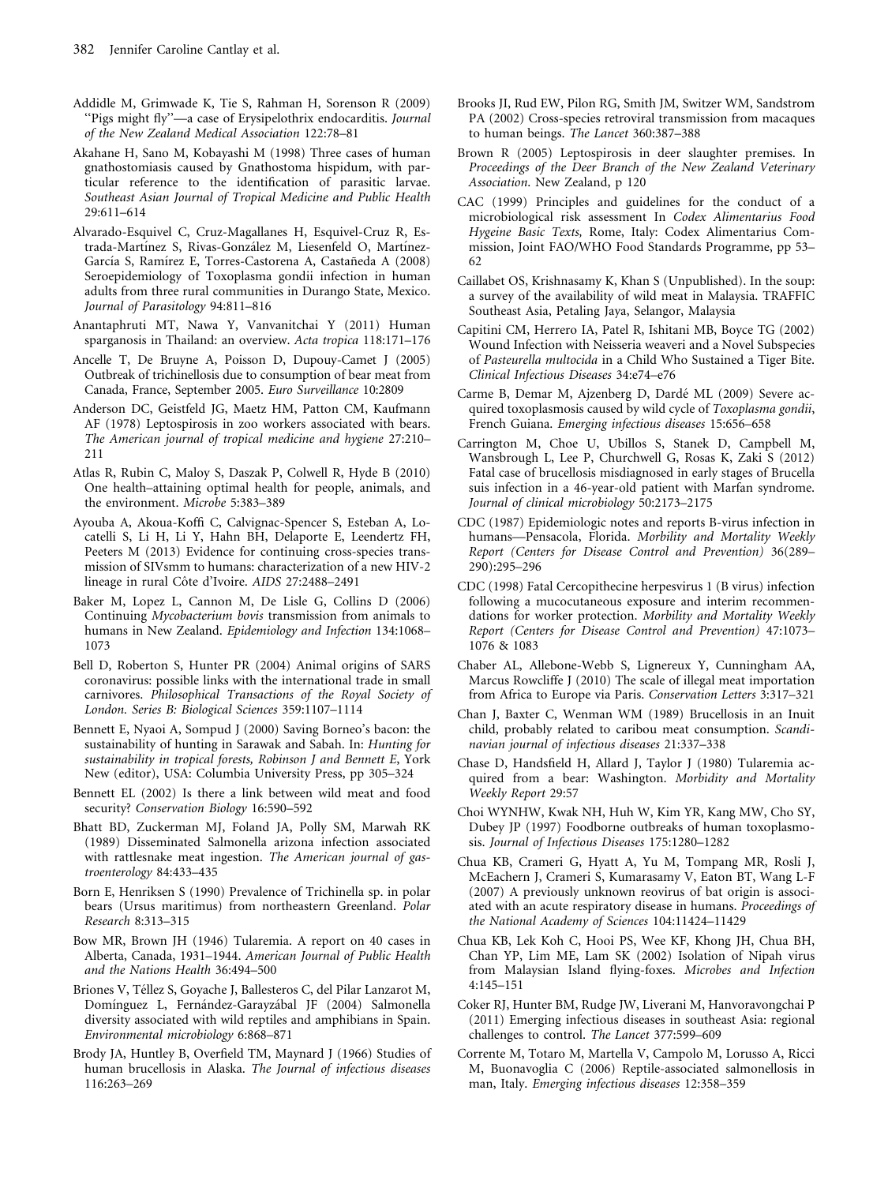Addidle M, Grimwade K, Tie S, Rahman H, Sorenson R (2009) ''Pigs might fly''—a case of Erysipelothrix endocarditis. *Journal of the New Zealand Medical Association* 122:78–81

Akahane H, Sano M, Kobayashi M (1998) Three cases of human gnathostomiasis caused by Gnathostoma hispidum, with particular reference to the identification of parasitic larvae. *Southeast Asian Journal of Tropical Medicine and Public Health* 29:611–614

Alvarado-Esquivel C, Cruz-Magallanes H, Esquivel-Cruz R, Estrada-Martínez S, Rivas-González M, Liesenfeld O, Martínez-García S, Ramírez E, Torres-Castorena A, Castañeda A (2008) Seroepidemiology of Toxoplasma gondii infection in human adults from three rural communities in Durango State, Mexico. *Journal of Parasitology* 94:811–816

Anantaphruti MT, Nawa Y, Vanvanitchai Y (2011) Human sparganosis in Thailand: an overview. *Acta tropica* 118:171–176

Ancelle T, De Bruyne A, Poisson D, Dupouy-Camet J (2005) Outbreak of trichinellosis due to consumption of bear meat from Canada, France, September 2005. *Euro Surveillance* 10:2809

Anderson DC, Geistfeld JG, Maetz HM, Patton CM, Kaufmann AF (1978) Leptospirosis in zoo workers associated with bears. *The American journal of tropical medicine and hygiene* 27:210–211

Atlas R, Rubin C, Maloy S, Daszak P, Colwell R, Hyde B (2010) One health–attaining optimal health for people, animals, and the environment. *Microbe* 5:383–389

Ayouba A, Akoua-Koffi C, Calvignac-Spencer S, Esteban A, Locatelli S, Li H, Li Y, Hahn BH, Delaporte E, Leendertz FH, Peeters M (2013) Evidence for continuing cross-species transmission of SIVsmm to humans: characterization of a new HIV-2 lineage in rural Côte d'Ivoire. *AIDS* 27:2488–2491

Baker M, Lopez L, Cannon M, De Lisle G, Collins D (2006) Continuing *Mycobacterium bovis* transmission from animals to humans in New Zealand. *Epidemiology and Infection* 134:1068–1073

Bell D, Roberton S, Hunter PR (2004) Animal origins of SARS coronavirus: possible links with the international trade in small carnivores. *Philosophical Transactions of the Royal Society of London. Series B: Biological Sciences* 359:1107–1114

Bennett E, Nyaoi A, Sompud J (2000) Saving Borneo's bacon: the sustainability of hunting in Sarawak and Sabah. In: *Hunting for sustainability in tropical forests, Robinson J and Bennett E*, York New (editor), USA: Columbia University Press, pp 305–324

Bennett EL (2002) Is there a link between wild meat and food security? *Conservation Biology* 16:590–592

Bhatt BD, Zuckerman MJ, Foland JA, Polly SM, Marwah RK (1989) Disseminated Salmonella arizona infection associated with rattlesnake meat ingestion. *The American journal of gastroenterology* 84:433–435

Born E, Henriksen S (1990) Prevalence of Trichinella sp. in polar bears (Ursus maritimus) from northeastern Greenland. *Polar Research* 8:313–315

Bow MR, Brown JH (1946) Tularemia. A report on 40 cases in Alberta, Canada, 1931–1944. *American Journal of Public Health and the Nations Health* 36:494–500

Briones V, Téllez S, Goyache J, Ballesteros C, del Pilar Lanzarot M, Domínguez L, Fernández-Garayzábal JF (2004) Salmonella diversity associated with wild reptiles and amphibians in Spain. *Environmental microbiology* 6:868–871

Brody JA, Huntley B, Overfield TM, Maynard J (1966) Studies of human brucellosis in Alaska. *The Journal of infectious diseases* 116:263–269

Brooks JI, Rud EW, Pilon RG, Smith JM, Switzer WM, Sandstrom PA (2002) Cross-species retroviral transmission from macaques to human beings. *The Lancet* 360:387–388

Brown R (2005) Leptospirosis in deer slaughter premises. In *Proceedings of the Deer Branch of the New Zealand Veterinary Association*. New Zealand, p 120

CAC (1999) Principles and guidelines for the conduct of a microbiological risk assessment In *Codex Alimentarius Food Hygeine Basic Texts,* Rome, Italy: Codex Alimentarius Commission, Joint FAO/WHO Food Standards Programme, pp 53–62

Caillabet OS, Krishnasamy K, Khan S (Unpublished). In the soup: a survey of the availability of wild meat in Malaysia. TRAFFIC Southeast Asia, Petaling Jaya, Selangor, Malaysia

Capitini CM, Herrero IA, Patel R, Ishitani MB, Boyce TG (2002) Wound Infection with Neisseria weaveri and a Novel Subspecies of *Pasteurella multocida* in a Child Who Sustained a Tiger Bite. *Clinical Infectious Diseases* 34:e74–e76

Carme B, Demar M, Ajzenberg D, Dardé ML (2009) Severe acquired toxoplasmosis caused by wild cycle of *Toxoplasma gondii*, French Guiana. *Emerging infectious diseases* 15:656–658

Carrington M, Choe U, Ubillos S, Stanek D, Campbell M, Wansbrough L, Lee P, Churchwell G, Rosas K, Zaki S (2012) Fatal case of brucellosis misdiagnosed in early stages of Brucella suis infection in a 46-year-old patient with Marfan syndrome. *Journal of clinical microbiology* 50:2173–2175

CDC (1987) Epidemiologic notes and reports B-virus infection in humans—Pensacola, Florida. *Morbility and Mortality Weekly Report (Centers for Disease Control and Prevention)* 36(289–290):295–296

CDC (1998) Fatal Cercopithecine herpesvirus 1 (B virus) infection following a mucocutaneous exposure and interim recommendations for worker protection. *Morbility and Mortality Weekly Report (Centers for Disease Control and Prevention)* 47:1073–1076 & 1083

Chaber AL, Allebone-Webb S, Lignereux Y, Cunningham AA, Marcus Rowcliffe J (2010) The scale of illegal meat importation from Africa to Europe via Paris. *Conservation Letters* 3:317–321

Chan J, Baxter C, Wenman WM (1989) Brucellosis in an Inuit child, probably related to caribou meat consumption. *Scandinavian journal of infectious diseases* 21:337–338

Chase D, Handsfield H, Allard J, Taylor J (1980) Tularemia acquired from a bear: Washington. *Morbidity and Mortality Weekly Report* 29:57

Choi WYNHW, Kwak NH, Huh W, Kim YR, Kang MW, Cho SY, Dubey JP (1997) Foodborne outbreaks of human toxoplasmosis. *Journal of Infectious Diseases* 175:1280–1282

Chua KB, Crameri G, Hyatt A, Yu M, Tompang MR, Rosli J, McEachern J, Crameri S, Kumarasamy V, Eaton BT, Wang L-F (2007) A previously unknown reovirus of bat origin is associated with an acute respiratory disease in humans. *Proceedings of the National Academy of Sciences* 104:11424–11429

Chua KB, Lek Koh C, Hooi PS, Wee KF, Khong JH, Chua BH, Chan YP, Lim ME, Lam SK (2002) Isolation of Nipah virus from Malaysian Island flying-foxes. *Microbes and Infection* 4:145–151

Coker RJ, Hunter BM, Rudge JW, Liverani M, Hanvoravongchai P (2011) Emerging infectious diseases in southeast Asia: regional challenges to control. *The Lancet* 377:599–609

Corrente M, Totaro M, Martella V, Campolo M, Lorusso A, Ricci M, Buonavoglia C (2006) Reptile-associated salmonellosis in man, Italy. *Emerging infectious diseases* 12:358–359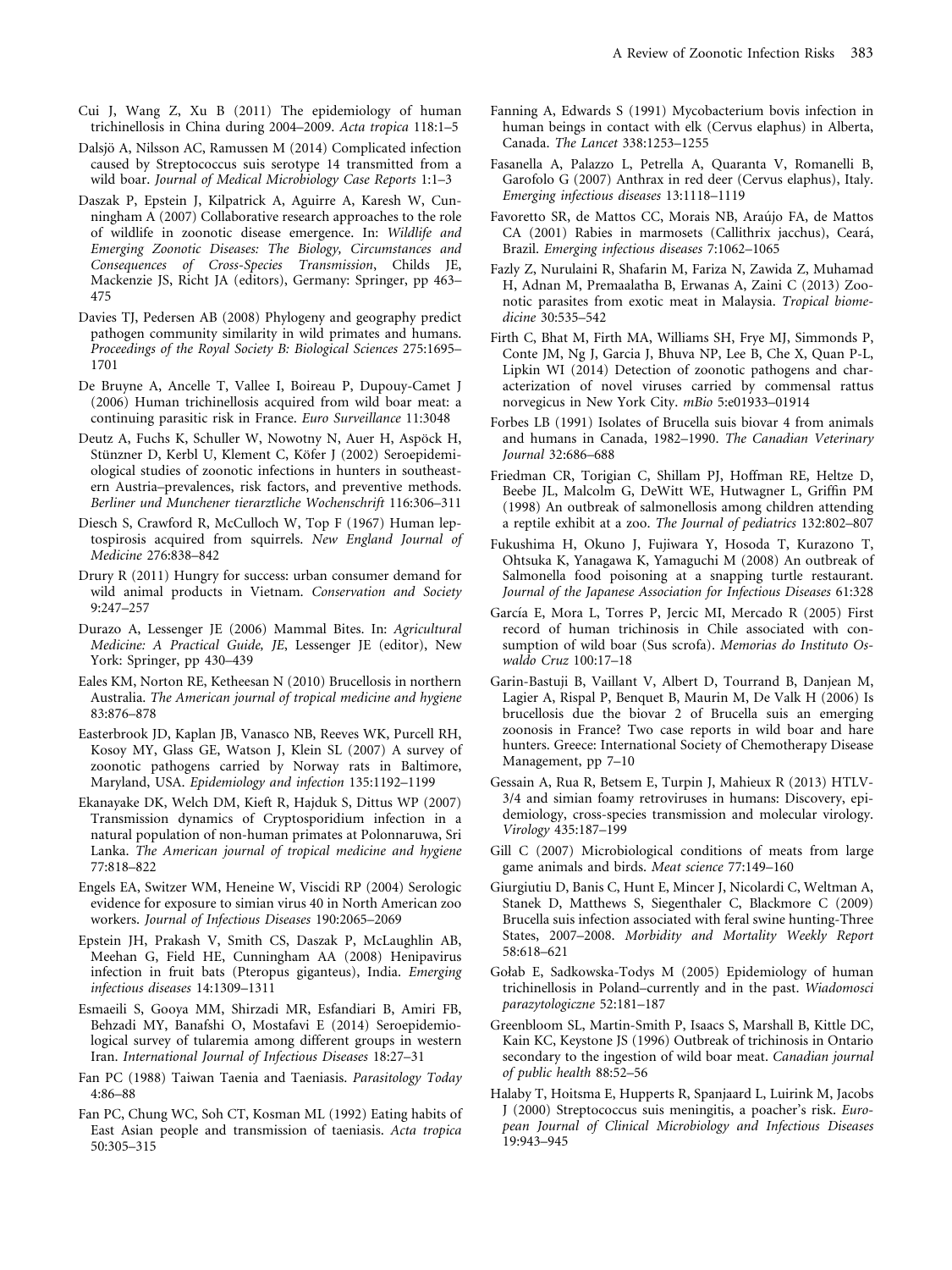Cui J, Wang Z, Xu B (2011) The epidemiology of human trichinellosis in China during 2004–2009. *Acta tropica* 118:1–5

Dalsjö A, Nilsson AC, Ramussen M (2014) Complicated infection caused by Streptococcus suis serotype 14 transmitted from a wild boar. *Journal of Medical Microbiology Case Reports* 1:1–3

Daszak P, Epstein J, Kilpatrick A, Aguirre A, Karesh W, Cunningham A (2007) Collaborative research approaches to the role of wildlife in zoonotic disease emergence. In: *Wildlife and Emerging Zoonotic Diseases: The Biology, Circumstances and Consequences of Cross-Species Transmission*, Childs JE, Mackenzie JS, Richt JA (editors), Germany: Springer, pp 463–475

Davies TJ, Pedersen AB (2008) Phylogeny and geography predict pathogen community similarity in wild primates and humans. *Proceedings of the Royal Society B: Biological Sciences* 275:1695–1701

De Bruyne A, Ancelle T, Vallee I, Boireau P, Dupouy-Camet J (2006) Human trichinellosis acquired from wild boar meat: a continuing parasitic risk in France. *Euro Surveillance* 11:3048

Deutz A, Fuchs K, Schuller W, Nowotny N, Auer H, Aspöck H, Stünzner D, Kerbl U, Klement C, Köfer J (2002) Seroepidemiological studies of zoonotic infections in hunters in southeastern Austria–prevalences, risk factors, and preventive methods. *Berliner und Munchener tierarztliche Wochenschrift* 116:306–311

Diesch S, Crawford R, McCulloch W, Top F (1967) Human leptospirosis acquired from squirrels. *New England Journal of Medicine* 276:838–842

Drury R (2011) Hungry for success: urban consumer demand for wild animal products in Vietnam. *Conservation and Society* 9:247–257

Durazo A, Lessenger JE (2006) Mammal Bites. In: *Agricultural Medicine: A Practical Guide, JE*, Lessenger JE (editor), New York: Springer, pp 430–439

Eales KM, Norton RE, Ketheesan N (2010) Brucellosis in northern Australia. *The American journal of tropical medicine and hygiene* 83:876–878

Easterbrook JD, Kaplan JB, Vanasco NB, Reeves WK, Purcell RH, Kosoy MY, Glass GE, Watson J, Klein SL (2007) A survey of zoonotic pathogens carried by Norway rats in Baltimore, Maryland, USA. *Epidemiology and infection* 135:1192–1199

Ekanayake DK, Welch DM, Kieft R, Hajduk S, Dittus WP (2007) Transmission dynamics of Cryptosporidium infection in a natural population of non-human primates at Polonnaruwa, Sri Lanka. *The American journal of tropical medicine and hygiene* 77:818–822

Engels EA, Switzer WM, Heneine W, Viscidi RP (2004) Serologic evidence for exposure to simian virus 40 in North American zoo workers. *Journal of Infectious Diseases* 190:2065–2069

Epstein JH, Prakash V, Smith CS, Daszak P, McLaughlin AB, Meehan G, Field HE, Cunningham AA (2008) Henipavirus infection in fruit bats (Pteropus giganteus), India. *Emerging infectious diseases* 14:1309–1311

Esmaeili S, Gooya MM, Shirzadi MR, Esfandiari B, Amiri FB, Behzadi MY, Banafshi O, Mostafavi E (2014) Seroepidemiological survey of tularemia among different groups in western Iran. *International Journal of Infectious Diseases* 18:27–31

Fan PC (1988) Taiwan Taenia and Taeniasis. *Parasitology Today* 4:86–88

Fan PC, Chung WC, Soh CT, Kosman ML (1992) Eating habits of East Asian people and transmission of taeniasis. *Acta tropica* 50:305–315

Fanning A, Edwards S (1991) Mycobacterium bovis infection in human beings in contact with elk (Cervus elaphus) in Alberta, Canada. *The Lancet* 338:1253–1255

Fasanella A, Palazzo L, Petrella A, Quaranta V, Romanelli B, Garofolo G (2007) Anthrax in red deer (Cervus elaphus), Italy. *Emerging infectious diseases* 13:1118–1119

Favoretto SR, de Mattos CC, Morais NB, Araújo FA, de Mattos CA (2001) Rabies in marmosets (Callithrix jacchus), Ceará, Brazil. *Emerging infectious diseases* 7:1062–1065

Fazly Z, Nurulaini R, Shafarin M, Fariza N, Zawida Z, Muhamad H, Adnan M, Premaalatha B, Erwanas A, Zaini C (2013) Zoonotic parasites from exotic meat in Malaysia. *Tropical biomedicine* 30:535–542

Firth C, Bhat M, Firth MA, Williams SH, Frye MJ, Simmonds P, Conte JM, Ng J, Garcia J, Bhuva NP, Lee B, Che X, Quan P-L, Lipkin WI (2014) Detection of zoonotic pathogens and characterization of novel viruses carried by commensal rattus norvegicus in New York City. *mBio* 5:e01933–01914

Forbes LB (1991) Isolates of Brucella suis biovar 4 from animals and humans in Canada, 1982–1990. *The Canadian Veterinary Journal* 32:686–688

Friedman CR, Torigian C, Shillam PJ, Hoffman RE, Heltze D, Beebe JL, Malcolm G, DeWitt WE, Hutwagner L, Griffin PM (1998) An outbreak of salmonellosis among children attending a reptile exhibit at a zoo. *The Journal of pediatrics* 132:802–807

Fukushima H, Okuno J, Fujiwara Y, Hosoda T, Kurazono T, Ohtsuka K, Yanagawa K, Yamaguchi M (2008) An outbreak of Salmonella food poisoning at a snapping turtle restaurant. *Journal of the Japanese Association for Infectious Diseases* 61:328

García E, Mora L, Torres P, Jercic MI, Mercado R (2005) First record of human trichinosis in Chile associated with consumption of wild boar (Sus scrofa). *Memorias do Instituto Oswaldo Cruz* 100:17–18

Garin-Bastuji B, Vaillant V, Albert D, Tourrand B, Danjean M, Lagier A, Rispal P, Benquet B, Maurin M, De Valk H (2006) Is brucellosis due the biovar 2 of Brucella suis an emerging zoonosis in France? Two case reports in wild boar and hare hunters. Greece: International Society of Chemotherapy Disease Management, pp 7–10

Gessain A, Rua R, Betsem E, Turpin J, Mahieux R (2013) HTLV-3/4 and simian foamy retroviruses in humans: Discovery, epidemiology, cross-species transmission and molecular virology. *Virology* 435:187–199

Gill C (2007) Microbiological conditions of meats from large game animals and birds. *Meat science* 77:149–160

Giurgiutiu D, Banis C, Hunt E, Mincer J, Nicolardi C, Weltman A, Stanek D, Matthews S, Siegenthaler C, Blackmore C (2009) Brucella suis infection associated with feral swine hunting-Three States, 2007–2008. *Morbidity and Mortality Weekly Report* 58:618–621

Gołab E, Sadkowska-Todys M (2005) Epidemiology of human trichinellosis in Poland–currently and in the past. *Wiadomosci parazytologiczne* 52:181–187

Greenbloom SL, Martin-Smith P, Isaacs S, Marshall B, Kittle DC, Kain KC, Keystone JS (1996) Outbreak of trichinosis in Ontario secondary to the ingestion of wild boar meat. *Canadian journal of public health* 88:52–56

Halaby T, Hoitsma E, Hupperts R, Spanjaard L, Luirink M, Jacobs J (2000) Streptococcus suis meningitis, a poacher's risk. *European Journal of Clinical Microbiology and Infectious Diseases* 19:943–945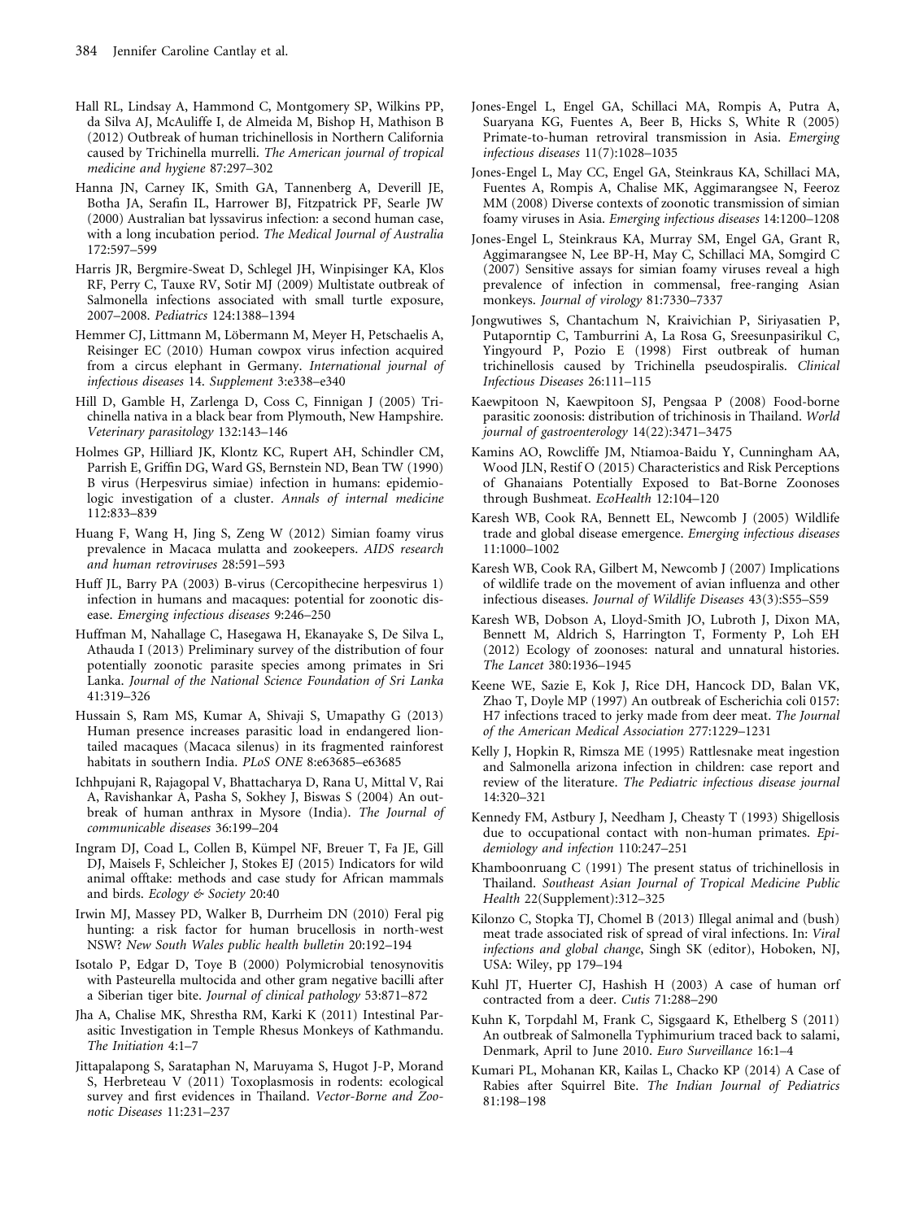Hall RL, Lindsay A, Hammond C, Montgomery SP, Wilkins PP, da Silva AJ, McAuliffe I, de Almeida M, Bishop H, Mathison B (2012) Outbreak of human trichinellosis in Northern California caused by Trichinella murrelli. *The American journal of tropical medicine and hygiene* 87:297–302

Hanna JN, Carney IK, Smith GA, Tannenberg A, Deverill JE, Botha JA, Serafin IL, Harrower BJ, Fitzpatrick PF, Searle JW (2000) Australian bat lyssavirus infection: a second human case, with a long incubation period. *The Medical Journal of Australia* 172:597–599

Harris JR, Bergmire-Sweat D, Schlegel JH, Winpisinger KA, Klos RF, Perry C, Tauxe RV, Sotir MJ (2009) Multistate outbreak of Salmonella infections associated with small turtle exposure, 2007–2008. *Pediatrics* 124:1388–1394

Hemmer CJ, Littmann M, Löbermann M, Meyer H, Petschaelis A, Reisinger EC (2010) Human cowpox virus infection acquired from a circus elephant in Germany. *International journal of infectious diseases* 14. *Supplement* 3:e338–e340

Hill D, Gamble H, Zarlenga D, Coss C, Finnigan J (2005) Trichinella nativa in a black bear from Plymouth, New Hampshire. *Veterinary parasitology* 132:143–146

Holmes GP, Hilliard JK, Klontz KC, Rupert AH, Schindler CM, Parrish E, Griffin DG, Ward GS, Bernstein ND, Bean TW (1990) B virus (Herpesvirus simiae) infection in humans: epidemiologic investigation of a cluster. *Annals of internal medicine* 112:833–839

Huang F, Wang H, Jing S, Zeng W (2012) Simian foamy virus prevalence in Macaca mulatta and zookeepers. *AIDS research and human retroviruses* 28:591–593

Huff JL, Barry PA (2003) B-virus (Cercopithecine herpesvirus 1) infection in humans and macaques: potential for zoonotic disease. *Emerging infectious diseases* 9:246–250

Huffman M, Nahallage C, Hasegawa H, Ekanayake S, De Silva L, Athauda I (2013) Preliminary survey of the distribution of four potentially zoonotic parasite species among primates in Sri Lanka. *Journal of the National Science Foundation of Sri Lanka* 41:319–326

Hussain S, Ram MS, Kumar A, Shivaji S, Umapathy G (2013) Human presence increases parasitic load in endangered lion-tailed macaques (Macaca silenus) in its fragmented rainforest habitats in southern India. *PLoS ONE* 8:e63685–e63685

Ichhpujani R, Rajagopal V, Bhattacharya D, Rana U, Mittal V, Rai A, Ravishankar A, Pasha S, Sokhey J, Biswas S (2004) An outbreak of human anthrax in Mysore (India). *The Journal of communicable diseases* 36:199–204

Ingram DJ, Coad L, Collen B, Kümpel NF, Breuer T, Fa JE, Gill DJ, Maisels F, Schleicher J, Stokes EJ (2015) Indicators for wild animal offtake: methods and case study for African mammals and birds. *Ecology & Society* 20:40

Irwin MJ, Massey PD, Walker B, Durrheim DN (2010) Feral pig hunting: a risk factor for human brucellosis in north-west NSW? *New South Wales public health bulletin* 20:192–194

Isotalo P, Edgar D, Toye B (2000) Polymicrobial tenosynovitis with Pasteurella multocida and other gram negative bacilli after a Siberian tiger bite. *Journal of clinical pathology* 53:871–872

Jha A, Chalise MK, Shrestha RM, Karki K (2011) Intestinal Parasitic Investigation in Temple Rhesus Monkeys of Kathmandu. *The Initiation* 4:1–7

Jittapalapong S, Sarataphan N, Maruyama S, Hugot J-P, Morand S, Herbreteau V (2011) Toxoplasmosis in rodents: ecological survey and first evidences in Thailand. *Vector-Borne and Zoonotic Diseases* 11:231–237

Jones-Engel L, Engel GA, Schillaci MA, Rompis A, Putra A, Suaryana KG, Fuentes A, Beer B, Hicks S, White R (2005) Primate-to-human retroviral transmission in Asia. *Emerging infectious diseases* 11(7):1028–1035

Jones-Engel L, May CC, Engel GA, Steinkraus KA, Schillaci MA, Fuentes A, Rompis A, Chalise MK, Aggimarangsee N, Feeroz MM (2008) Diverse contexts of zoonotic transmission of simian foamy viruses in Asia. *Emerging infectious diseases* 14:1200–1208

Jones-Engel L, Steinkraus KA, Murray SM, Engel GA, Grant R, Aggimarangsee N, Lee BP-H, May C, Schillaci MA, Somgird C (2007) Sensitive assays for simian foamy viruses reveal a high prevalence of infection in commensal, free-ranging Asian monkeys. *Journal of virology* 81:7330–7337

Jongwutiwes S, Chantachum N, Kraivichian P, Siriyasatien P, Putaporntip C, Tamburrini A, La Rosa G, Sreesunpasirikul C, Yingyourd P, Pozio E (1998) First outbreak of human trichinellosis caused by Trichinella pseudospiralis. *Clinical Infectious Diseases* 26:111–115

Kaewpitoon N, Kaewpitoon SJ, Pengsaa P (2008) Food-borne parasitic zoonosis: distribution of trichinosis in Thailand. *World journal of gastroenterology* 14(22):3471–3475

Kamins AO, Rowcliffe JM, Ntiamoa-Baidu Y, Cunningham AA, Wood JLN, Restif O (2015) Characteristics and Risk Perceptions of Ghanaians Potentially Exposed to Bat-Borne Zoonoses through Bushmeat. *EcoHealth* 12:104–120

Karesh WB, Cook RA, Bennett EL, Newcomb J (2005) Wildlife trade and global disease emergence. *Emerging infectious diseases* 11:1000–1002

Karesh WB, Cook RA, Gilbert M, Newcomb J (2007) Implications of wildlife trade on the movement of avian influenza and other infectious diseases. *Journal of Wildlife Diseases* 43(3):S55–S59

Karesh WB, Dobson A, Lloyd-Smith JO, Lubroth J, Dixon MA, Bennett M, Aldrich S, Harrington T, Formenty P, Loh EH (2012) Ecology of zoonoses: natural and unnatural histories. *The Lancet* 380:1936–1945

Keene WE, Sazie E, Kok J, Rice DH, Hancock DD, Balan VK, Zhao T, Doyle MP (1997) An outbreak of Escherichia coli 0157: H7 infections traced to jerky made from deer meat. *The Journal of the American Medical Association* 277:1229–1231

Kelly J, Hopkin R, Rimsza ME (1995) Rattlesnake meat ingestion and Salmonella arizona infection in children: case report and review of the literature. *The Pediatric infectious disease journal* 14:320–321

Kennedy FM, Astbury J, Needham J, Cheasty T (1993) Shigellosis due to occupational contact with non-human primates. *Epidemiology and infection* 110:247–251

Khamboonruang C (1991) The present status of trichinellosis in Thailand. *Southeast Asian Journal of Tropical Medicine Public Health* 22(Supplement):312–325

Kilonzo C, Stopka TJ, Chomel B (2013) Illegal animal and (bush) meat trade associated risk of spread of viral infections. In: *Viral infections and global change*, Singh SK (editor), Hoboken, NJ, USA: Wiley, pp 179–194

Kuhl JT, Huerter CJ, Hashish H (2003) A case of human orf contracted from a deer. *Cutis* 71:288–290

Kuhn K, Torpdahl M, Frank C, Sigsgaard K, Ethelberg S (2011) An outbreak of Salmonella Typhimurium traced back to salami, Denmark, April to June 2010. *Euro Surveillance* 16:1–4

Kumari PL, Mohanan KR, Kailas L, Chacko KP (2014) A Case of Rabies after Squirrel Bite. *The Indian Journal of Pediatrics* 81:198–198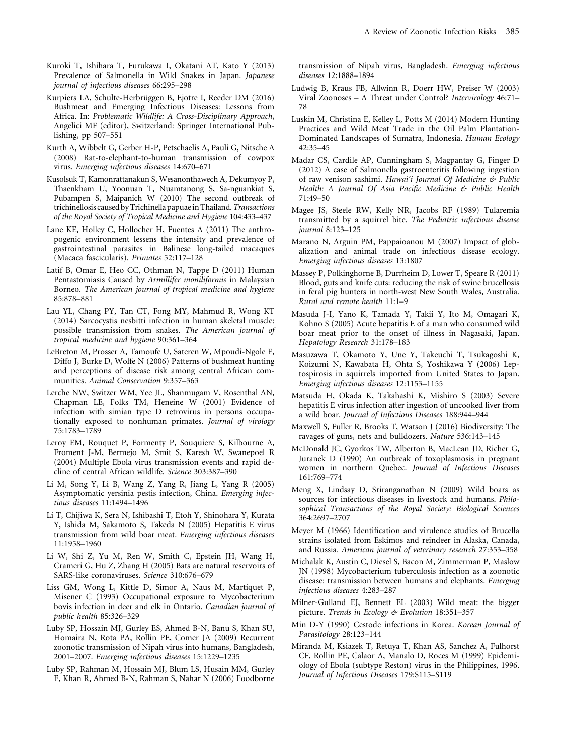Kuroki T, Ishihara T, Furukawa I, Okatani AT, Kato Y (2013) Prevalence of Salmonella in Wild Snakes in Japan. *Japanese journal of infectious diseases* 66:295–298

Kurpiers LA, Schulte-Herbrüggen B, Ejotre I, Reeder DM (2016) Bushmeat and Emerging Infectious Diseases: Lessons from Africa. In: *Problematic Wildlife: A Cross-Disciplinary Approach*, Angelici MF (editor), Switzerland: Springer International Publishing, pp 507–551

Kurth A, Wibbelt G, Gerber H-P, Petschaelis A, Pauli G, Nitsche A (2008) Rat-to-elephant-to-human transmission of cowpox virus. *Emerging infectious diseases* 14:670–671

Kusolsuk T, Kamonrattanakun S, Wesanonthawech A, Dekumyoy P, Thaenkham U, Yoonuan T, Nuamtanong S, Sa-nguankiat S, Pubampen S, Maipanich W (2010) The second outbreak of trichinellosis caused by Trichinella papuae in Thailand. *Transactions of the Royal Society of Tropical Medicine and Hygiene* 104:433–437

Lane KE, Holley C, Hollocher H, Fuentes A (2011) The anthropogenic environment lessens the intensity and prevalence of gastrointestinal parasites in Balinese long-tailed macaques (Macaca fascicularis). *Primates* 52:117–128

Latif B, Omar E, Heo CC, Othman N, Tappe D (2011) Human Pentastomiasis Caused by *Armillifer moniliformis* in Malaysian Borneo. *The American journal of tropical medicine and hygiene* 85:878–881

Lau YL, Chang PY, Tan CT, Fong MY, Mahmud R, Wong KT (2014) Sarcocystis nesbitti infection in human skeletal muscle: possible transmission from snakes. *The American journal of tropical medicine and hygiene* 90:361–364

LeBreton M, Prosser A, Tamoufe U, Sateren W, Mpoudi-Ngole E, Diffo J, Burke D, Wolfe N (2006) Patterns of bushmeat hunting and perceptions of disease risk among central African communities. *Animal Conservation* 9:357–363

Lerche NW, Switzer WM, Yee JL, Shanmugam V, Rosenthal AN, Chapman LE, Folks TM, Heneine W (2001) Evidence of infection with simian type D retrovirus in persons occupationally exposed to nonhuman primates. *Journal of virology* 75:1783–1789

Leroy EM, Rouquet P, Formenty P, Souquiere S, Kilbourne A, Froment J-M, Bermejo M, Smit S, Karesh W, Swanepoel R (2004) Multiple Ebola virus transmission events and rapid decline of central African wildlife. *Science* 303:387–390

Li M, Song Y, Li B, Wang Z, Yang R, Jiang L, Yang R (2005) Asymptomatic yersinia pestis infection, China. *Emerging infectious diseases* 11:1494–1496

Li T, Chijiwa K, Sera N, Ishibashi T, Etoh Y, Shinohara Y, Kurata Y, Ishida M, Sakamoto S, Takeda N (2005) Hepatitis E virus transmission from wild boar meat. *Emerging infectious diseases* 11:1958–1960

Li W, Shi Z, Yu M, Ren W, Smith C, Epstein JH, Wang H, Crameri G, Hu Z, Zhang H (2005) Bats are natural reservoirs of SARS-like coronaviruses. *Science* 310:676–679

Liss GM, Wong L, Kittle D, Simor A, Naus M, Martiquet P, Misener C (1993) Occupational exposure to Mycobacterium bovis infection in deer and elk in Ontario. *Canadian journal of public health* 85:326–329

Luby SP, Hossain MJ, Gurley ES, Ahmed B-N, Banu S, Khan SU, Homaira N, Rota PA, Rollin PE, Comer JA (2009) Recurrent zoonotic transmission of Nipah virus into humans, Bangladesh, 2001–2007. *Emerging infectious diseases* 15:1229–1235

Luby SP, Rahman M, Hossain MJ, Blum LS, Husain MM, Gurley E, Khan R, Ahmed B-N, Rahman S, Nahar N (2006) Foodborne transmission of Nipah virus, Bangladesh. *Emerging infectious diseases* 12:1888–1894

Ludwig B, Kraus FB, Allwinn R, Doerr HW, Preiser W (2003) Viral Zoonoses – A Threat under Control? *Intervirology* 46:71–78

Luskin M, Christina E, Kelley L, Potts M (2014) Modern Hunting Practices and Wild Meat Trade in the Oil Palm Plantation-Dominated Landscapes of Sumatra, Indonesia. *Human Ecology* 42:35–45

Madar CS, Cardile AP, Cunningham S, Magpantay G, Finger D (2012) A case of Salmonella gastroenteritis following ingestion of raw venison sashimi. *Hawai'i Journal Of Medicine & Public Health: A Journal Of Asia Pacific Medicine & Public Health* 71:49–50

Magee JS, Steele RW, Kelly NR, Jacobs RF (1989) Tularemia transmitted by a squirrel bite. *The Pediatric infectious disease journal* 8:123–125

Marano N, Arguin PM, Pappaioanou M (2007) Impact of globalization and animal trade on infectious disease ecology. *Emerging infectious diseases* 13:1807

Massey P, Polkinghorne B, Durrheim D, Lower T, Speare R (2011) Blood, guts and knife cuts: reducing the risk of swine brucellosis in feral pig hunters in north-west New South Wales, Australia. *Rural and remote health* 11:1–9

Masuda J-I, Yano K, Tamada Y, Takii Y, Ito M, Omagari K, Kohno S (2005) Acute hepatitis E of a man who consumed wild boar meat prior to the onset of illness in Nagasaki, Japan. *Hepatology Research* 31:178–183

Masuzawa T, Okamoto Y, Une Y, Takeuchi T, Tsukagoshi K, Koizumi N, Kawabata H, Ohta S, Yoshikawa Y (2006) Leptospirosis in squirrels imported from United States to Japan. *Emerging infectious diseases* 12:1153–1155

Matsuda H, Okada K, Takahashi K, Mishiro S (2003) Severe hepatitis E virus infection after ingestion of uncooked liver from a wild boar. *Journal of Infectious Diseases* 188:944–944

Maxwell S, Fuller R, Brooks T, Watson J (2016) Biodiversity: The ravages of guns, nets and bulldozers. *Nature* 536:143–145

McDonald JC, Gyorkos TW, Alberton B, MacLean JD, Richer G, Juranek D (1990) An outbreak of toxoplasmosis in pregnant women in northern Quebec. *Journal of Infectious Diseases* 161:769–774

Meng X, Lindsay D, Sriranganathan N (2009) Wild boars as sources for infectious diseases in livestock and humans. *Philosophical Transactions of the Royal Society: Biological Sciences* 364:2697–2707

Meyer M (1966) Identification and virulence studies of Brucella strains isolated from Eskimos and reindeer in Alaska, Canada, and Russia. *American journal of veterinary research* 27:353–358

Michalak K, Austin C, Diesel S, Bacon M, Zimmerman P, Maslow JN (1998) Mycobacterium tuberculosis infection as a zoonotic disease: transmission between humans and elephants. *Emerging infectious diseases* 4:283–287

Milner-Gulland EJ, Bennett EL (2003) Wild meat: the bigger picture. *Trends in Ecology & Evolution* 18:351–357

Min D-Y (1990) Cestode infections in Korea. *Korean Journal of Parasitology* 28:123–144

Miranda M, Ksiazek T, Retuya T, Khan AS, Sanchez A, Fulhorst CF, Rollin PE, Calaor A, Manalo D, Roces M (1999) Epidemiology of Ebola (subtype Reston) virus in the Philippines, 1996. *Journal of Infectious Diseases* 179:S115–S119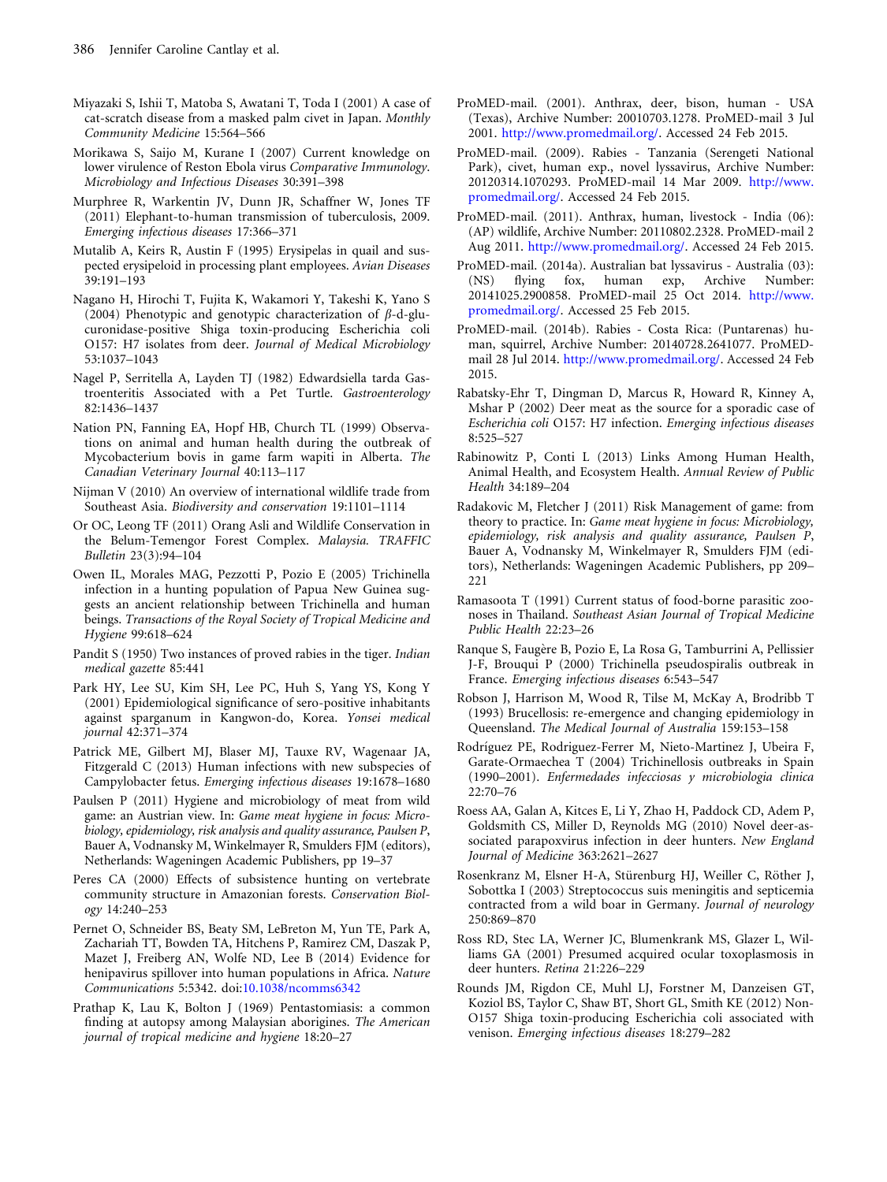Miyazaki S, Ishii T, Matoba S, Awatani T, Toda I (2001) A case of cat-scratch disease from a masked palm civet in Japan. *Monthly Community Medicine* 15:564–566

Morikawa S, Saijo M, Kurane I (2007) Current knowledge on lower virulence of Reston Ebola virus *Comparative Immunology. Microbiology and Infectious Diseases* 30:391–398

Murphree R, Warkentin JV, Dunn JR, Schaffner W, Jones TF (2011) Elephant-to-human transmission of tuberculosis, 2009. *Emerging infectious diseases* 17:366–371

Mutalib A, Keirs R, Austin F (1995) Erysipelas in quail and suspected erysipeloid in processing plant employees. *Avian Diseases* 39:191–193

Nagano H, Hirochi T, Fujita K, Wakamori Y, Takeshi K, Yano S (2004) Phenotypic and genotypic characterization of $\beta$-d-glucuronidase-positive Shiga toxin-producing Escherichia coli O157: H7 isolates from deer. *Journal of Medical Microbiology* 53:1037–1043

Nagel P, Serritella A, Layden TJ (1982) Edwardsiella tarda Gastroenteritis Associated with a Pet Turtle. *Gastroenterology* 82:1436–1437

Nation PN, Fanning EA, Hopf HB, Church TL (1999) Observations on animal and human health during the outbreak of Mycobacterium bovis in game farm wapiti in Alberta. *The Canadian Veterinary Journal* 40:113–117

Nijman V (2010) An overview of international wildlife trade from Southeast Asia. *Biodiversity and conservation* 19:1101–1114

Or OC, Leong TF (2011) Orang Asli and Wildlife Conservation in the Belum-Temengor Forest Complex. *Malaysia. TRAFFIC Bulletin* 23(3):94–104

Owen IL, Morales MAG, Pezzotti P, Pozio E (2005) Trichinella infection in a hunting population of Papua New Guinea suggests an ancient relationship between Trichinella and human beings. *Transactions of the Royal Society of Tropical Medicine and Hygiene* 99:618–624

Pandit S (1950) Two instances of proved rabies in the tiger. *Indian medical gazette* 85:441

Park HY, Lee SU, Kim SH, Lee PC, Huh S, Yang YS, Kong Y (2001) Epidemiological significance of sero-positive inhabitants against sparganum in Kangwon-do, Korea. *Yonsei medical journal* 42:371–374

Patrick ME, Gilbert MJ, Blaser MJ, Tauxe RV, Wagenaar JA, Fitzgerald C (2013) Human infections with new subspecies of Campylobacter fetus. *Emerging infectious diseases* 19:1678–1680

Paulsen P (2011) Hygiene and microbiology of meat from wild game: an Austrian view. In: *Game meat hygiene in focus: Microbiology, epidemiology, risk analysis and quality assurance, Paulsen P*, Bauer A, Vodnansky M, Winkelmayer R, Smulders FJM (editors), Netherlands: Wageningen Academic Publishers, pp 19–37

Peres CA (2000) Effects of subsistence hunting on vertebrate community structure in Amazonian forests. *Conservation Biology* 14:240–253

Pernet O, Schneider BS, Beaty SM, LeBreton M, Yun TE, Park A, Zachariah TT, Bowden TA, Hitchens P, Ramirez CM, Daszak P, Mazet J, Freiberg AN, Wolfe ND, Lee B (2014) Evidence for henipavirus spillover into human populations in Africa. *Nature Communications* 5:5342. doi:10.1038/ncomms6342

Prathap K, Lau K, Bolton J (1969) Pentastomiasis: a common finding at autopsy among Malaysian aborigines. *The American journal of tropical medicine and hygiene* 18:20–27

ProMED-mail. (2001). Anthrax, deer, bison, human - USA (Texas), Archive Number: 20010703.1278. ProMED-mail 3 Jul 2001. http://www.promedmail.org/. Accessed 24 Feb 2015.

ProMED-mail. (2009). Rabies - Tanzania (Serengeti National Park), civet, human exp., novel lyssavirus, Archive Number: 20120314.1070293. ProMED-mail 14 Mar 2009. http://www.promedmail.org/. Accessed 24 Feb 2015.

ProMED-mail. (2011). Anthrax, human, livestock - India (06): (AP) wildlife, Archive Number: 20110802.2328. ProMED-mail 2 Aug 2011. http://www.promedmail.org/. Accessed 24 Feb 2015.

ProMED-mail. (2014a). Australian bat lyssavirus - Australia (03): (NS) flying fox, human exp, Archive Number: 20141025.2900858. ProMED-mail 25 Oct 2014. http://www.promedmail.org/. Accessed 25 Feb 2015.

ProMED-mail. (2014b). Rabies - Costa Rica: (Puntarenas) human, squirrel, Archive Number: 20140728.2641077. ProMED-mail 28 Jul 2014. http://www.promedmail.org/. Accessed 24 Feb 2015.

Rabatsky-Ehr T, Dingman D, Marcus R, Howard R, Kinney A, Mshar P (2002) Deer meat as the source for a sporadic case of *Escherichia coli* O157: H7 infection. *Emerging infectious diseases* 8:525–527

Rabinowitz P, Conti L (2013) Links Among Human Health, Animal Health, and Ecosystem Health. *Annual Review of Public Health* 34:189–204

Radakovic M, Fletcher J (2011) Risk Management of game: from theory to practice. In: *Game meat hygiene in focus: Microbiology, epidemiology, risk analysis and quality assurance, Paulsen P*, Bauer A, Vodnansky M, Winkelmayer R, Smulders FJM (editors), Netherlands: Wageningen Academic Publishers, pp 209–221

Ramasoota T (1991) Current status of food-borne parasitic zoonoses in Thailand. *Southeast Asian Journal of Tropical Medicine Public Health* 22:23–26

Ranque S, Faugère B, Pozio E, La Rosa G, Tamburrini A, Pellissier J-F, Brouqui P (2000) Trichinella pseudospiralis outbreak in France. *Emerging infectious diseases* 6:543–547

Robson J, Harrison M, Wood R, Tilse M, McKay A, Brodribb T (1993) Brucellosis: re-emergence and changing epidemiology in Queensland. *The Medical Journal of Australia* 159:153–158

Rodríguez PE, Rodriguez-Ferrer M, Nieto-Martinez J, Ubeira F, Garate-Ormaechea T (2004) Trichinellosis outbreaks in Spain (1990–2001). *Enfermedades infecciosas y microbiologia clinica* 22:70–76

Roess AA, Galan A, Kitces E, Li Y, Zhao H, Paddock CD, Adem P, Goldsmith CS, Miller D, Reynolds MG (2010) Novel deer-associated parapoxvirus infection in deer hunters. *New England Journal of Medicine* 363:2621–2627

Rosenkranz M, Elsner H-A, Stürenburg HJ, Weiller C, Röther J, Sobottka I (2003) Streptococcus suis meningitis and septicemia contracted from a wild boar in Germany. *Journal of neurology* 250:869–870

Ross RD, Stec LA, Werner JC, Blumenkrank MS, Glazer L, Williams GA (2001) Presumed acquired ocular toxoplasmosis in deer hunters. *Retina* 21:226–229

Rounds JM, Rigdon CE, Muhl LJ, Forstner M, Danzeisen GT, Koziol BS, Taylor C, Shaw BT, Short GL, Smith KE (2012) Non-O157 Shiga toxin-producing Escherichia coli associated with venison. *Emerging infectious diseases* 18:279–282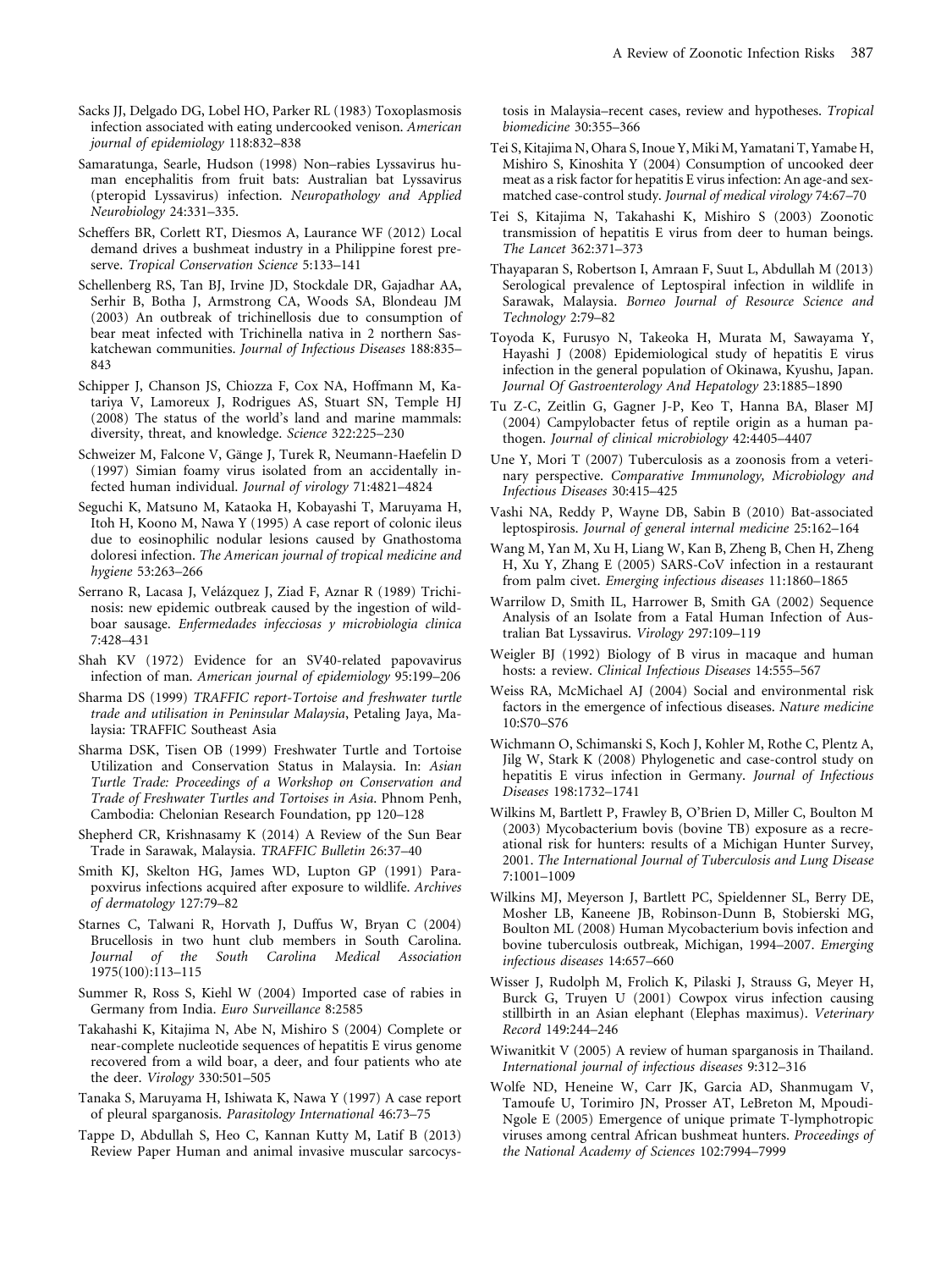Sacks JJ, Delgado DG, Lobel HO, Parker RL (1983) Toxoplasmosis infection associated with eating undercooked venison. *American journal of epidemiology* 118:832–838

Samaratunga, Searle, Hudson (1998) Non–rabies Lyssavirus human encephalitis from fruit bats: Australian bat Lyssavirus (pteropid Lyssavirus) infection. *Neuropathology and Applied Neurobiology* 24:331–335.

Scheffers BR, Corlett RT, Diesmos A, Laurance WF (2012) Local demand drives a bushmeat industry in a Philippine forest preserve. *Tropical Conservation Science* 5:133–141

Schellenberg RS, Tan BJ, Irvine JD, Stockdale DR, Gajadhar AA, Serhir B, Botha J, Armstrong CA, Woods SA, Blondeau JM (2003) An outbreak of trichinellosis due to consumption of bear meat infected with Trichinella nativa in 2 northern Saskatchewan communities. *Journal of Infectious Diseases* 188:835–843

Schipper J, Chanson JS, Chiozza F, Cox NA, Hoffmann M, Katariya V, Lamoreux J, Rodrigues AS, Stuart SN, Temple HJ (2008) The status of the world's land and marine mammals: diversity, threat, and knowledge. *Science* 322:225–230

Schweizer M, Falcone V, Gänge J, Turek R, Neumann-Haefelin D (1997) Simian foamy virus isolated from an accidentally infected human individual. *Journal of virology* 71:4821–4824

Seguchi K, Matsuno M, Kataoka H, Kobayashi T, Maruyama H, Itoh H, Koono M, Nawa Y (1995) A case report of colonic ileus due to eosinophilic nodular lesions caused by Gnathostoma doloresi infection. *The American journal of tropical medicine and hygiene* 53:263–266

Serrano R, Lacasa J, Velázquez J, Ziad F, Aznar R (1989) Trichinosis: new epidemic outbreak caused by the ingestion of wildboar sausage. *Enfermedades infecciosas y microbiologia clinica* 7:428–431

Shah KV (1972) Evidence for an SV40-related papovavirus infection of man. *American journal of epidemiology* 95:199–206

Sharma DS (1999) *TRAFFIC report-Tortoise and freshwater turtle trade and utilisation in Peninsular Malaysia*, Petaling Jaya, Malaysia: TRAFFIC Southeast Asia

Sharma DSK, Tisen OB (1999) Freshwater Turtle and Tortoise Utilization and Conservation Status in Malaysia. In: *Asian Turtle Trade: Proceedings of a Workshop on Conservation and Trade of Freshwater Turtles and Tortoises in Asia*. Phnom Penh, Cambodia: Chelonian Research Foundation, pp 120–128

Shepherd CR, Krishnasamy K (2014) A Review of the Sun Bear Trade in Sarawak, Malaysia. *TRAFFIC Bulletin* 26:37–40

Smith KJ, Skelton HG, James WD, Lupton GP (1991) Parapoxvirus infections acquired after exposure to wildlife. *Archives of dermatology* 127:79–82

Starnes C, Talwani R, Horvath J, Duffus W, Bryan C (2004) Brucellosis in two hunt club members in South Carolina. *Journal of the South Carolina Medical Association* 1975(100):113–115

Summer R, Ross S, Kiehl W (2004) Imported case of rabies in Germany from India. *Euro Surveillance* 8:2585

Takahashi K, Kitajima N, Abe N, Mishiro S (2004) Complete or near-complete nucleotide sequences of hepatitis E virus genome recovered from a wild boar, a deer, and four patients who ate the deer. *Virology* 330:501–505

Tanaka S, Maruyama H, Ishiwata K, Nawa Y (1997) A case report of pleural sparganosis. *Parasitology International* 46:73–75

Tappe D, Abdullah S, Heo C, Kannan Kutty M, Latif B (2013) Review Paper Human and animal invasive muscular sarcocystosis in Malaysia–recent cases, review and hypotheses. *Tropical biomedicine* 30:355–366

Tei S, Kitajima N, Ohara S, Inoue Y, Miki M, Yamatani T, Yamabe H, Mishiro S, Kinoshita Y (2004) Consumption of uncooked deer meat as a risk factor for hepatitis E virus infection: An age-and sex-matched case-control study. *Journal of medical virology* 74:67–70

Tei S, Kitajima N, Takahashi K, Mishiro S (2003) Zoonotic transmission of hepatitis E virus from deer to human beings. *The Lancet* 362:371–373

Thayaparan S, Robertson I, Amraan F, Suut L, Abdullah M (2013) Serological prevalence of Leptospiral infection in wildlife in Sarawak, Malaysia. *Borneo Journal of Resource Science and Technology* 2:79–82

Toyoda K, Furusyo N, Takeoka H, Murata M, Sawayama Y, Hayashi J (2008) Epidemiological study of hepatitis E virus infection in the general population of Okinawa, Kyushu, Japan. *Journal Of Gastroenterology And Hepatology* 23:1885–1890

Tu Z-C, Zeitlin G, Gagner J-P, Keo T, Hanna BA, Blaser MJ (2004) Campylobacter fetus of reptile origin as a human pathogen. *Journal of clinical microbiology* 42:4405–4407

Une Y, Mori T (2007) Tuberculosis as a zoonosis from a veterinary perspective. *Comparative Immunology, Microbiology and Infectious Diseases* 30:415–425

Vashi NA, Reddy P, Wayne DB, Sabin B (2010) Bat-associated leptospirosis. *Journal of general internal medicine* 25:162–164

Wang M, Yan M, Xu H, Liang W, Kan B, Zheng B, Chen H, Zheng H, Xu Y, Zhang E (2005) SARS-CoV infection in a restaurant from palm civet. *Emerging infectious diseases* 11:1860–1865

Warrilow D, Smith IL, Harrower B, Smith GA (2002) Sequence Analysis of an Isolate from a Fatal Human Infection of Australian Bat Lyssavirus. *Virology* 297:109–119

Weigler BJ (1992) Biology of B virus in macaque and human hosts: a review. *Clinical Infectious Diseases* 14:555–567

Weiss RA, McMichael AJ (2004) Social and environmental risk factors in the emergence of infectious diseases. *Nature medicine* 10:S70–S76

Wichmann O, Schimanski S, Koch J, Kohler M, Rothe C, Plentz A, Jilg W, Stark K (2008) Phylogenetic and case-control study on hepatitis E virus infection in Germany. *Journal of Infectious Diseases* 198:1732–1741

Wilkins M, Bartlett P, Frawley B, O'Brien D, Miller C, Boulton M (2003) Mycobacterium bovis (bovine TB) exposure as a recreational risk for hunters: results of a Michigan Hunter Survey, 2001. *The International Journal of Tuberculosis and Lung Disease* 7:1001–1009

Wilkins MJ, Meyerson J, Bartlett PC, Spieldenner SL, Berry DE, Mosher LB, Kaneene JB, Robinson-Dunn B, Stobierski MG, Boulton ML (2008) Human Mycobacterium bovis infection and bovine tuberculosis outbreak, Michigan, 1994–2007. *Emerging infectious diseases* 14:657–660

Wisser J, Rudolph M, Frolich K, Pilaski J, Strauss G, Meyer H, Burck G, Truyen U (2001) Cowpox virus infection causing stillbirth in an Asian elephant (Elephas maximus). *Veterinary Record* 149:244–246

Wiwanitkit V (2005) A review of human sparganosis in Thailand. *International journal of infectious diseases* 9:312–316

Wolfe ND, Heneine W, Carr JK, Garcia AD, Shanmugam V, Tamoufe U, Torimiro JN, Prosser AT, LeBreton M, Mpoudi-Ngole E (2005) Emergence of unique primate T-lymphotropic viruses among central African bushmeat hunters. *Proceedings of the National Academy of Sciences* 102:7994–7999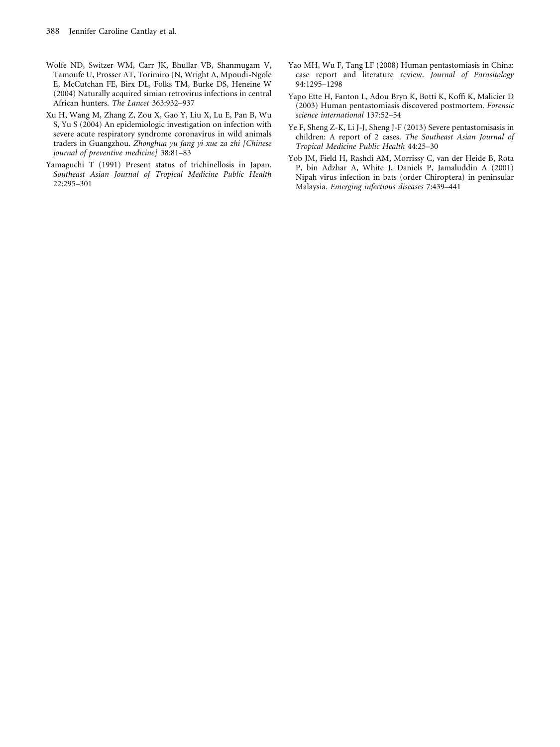Wolfe ND, Switzer WM, Carr JK, Bhullar VB, Shanmugam V, Tamoufe U, Prosser AT, Torimiro JN, Wright A, Mpoudi-Ngole E, McCutchan FE, Birx DL, Folks TM, Burke DS, Heneine W (2004) Naturally acquired simian retrovirus infections in central African hunters. *The Lancet* 363:932–937

Xu H, Wang M, Zhang Z, Zou X, Gao Y, Liu X, Lu E, Pan B, Wu S, Yu S (2004) An epidemiologic investigation on infection with severe acute respiratory syndrome coronavirus in wild animals traders in Guangzhou. *Zhonghua yu fang yi xue za zhi [Chinese journal of preventive medicine]* 38:81–83

Yamaguchi T (1991) Present status of trichinellosis in Japan. *Southeast Asian Journal of Tropical Medicine Public Health* 22:295–301

Yao MH, Wu F, Tang LF (2008) Human pentastomiasis in China: case report and literature review. *Journal of Parasitology* 94:1295–1298

Yapo Ette H, Fanton L, Adou Bryn K, Botti K, Koffi K, Malicier D (2003) Human pentastomiasis discovered postmortem. *Forensic science international* 137:52–54

Ye F, Sheng Z-K, Li J-J, Sheng J-F (2013) Severe pentastomisasis in children: A report of 2 cases. *The Southeast Asian Journal of Tropical Medicine Public Health* 44:25–30

Yob JM, Field H, Rashdi AM, Morrissy C, van der Heide B, Rota P, bin Adzhar A, White J, Daniels P, Jamaluddin A (2001) Nipah virus infection in bats (order Chiroptera) in peninsular Malaysia. *Emerging infectious diseases* 7:439–441